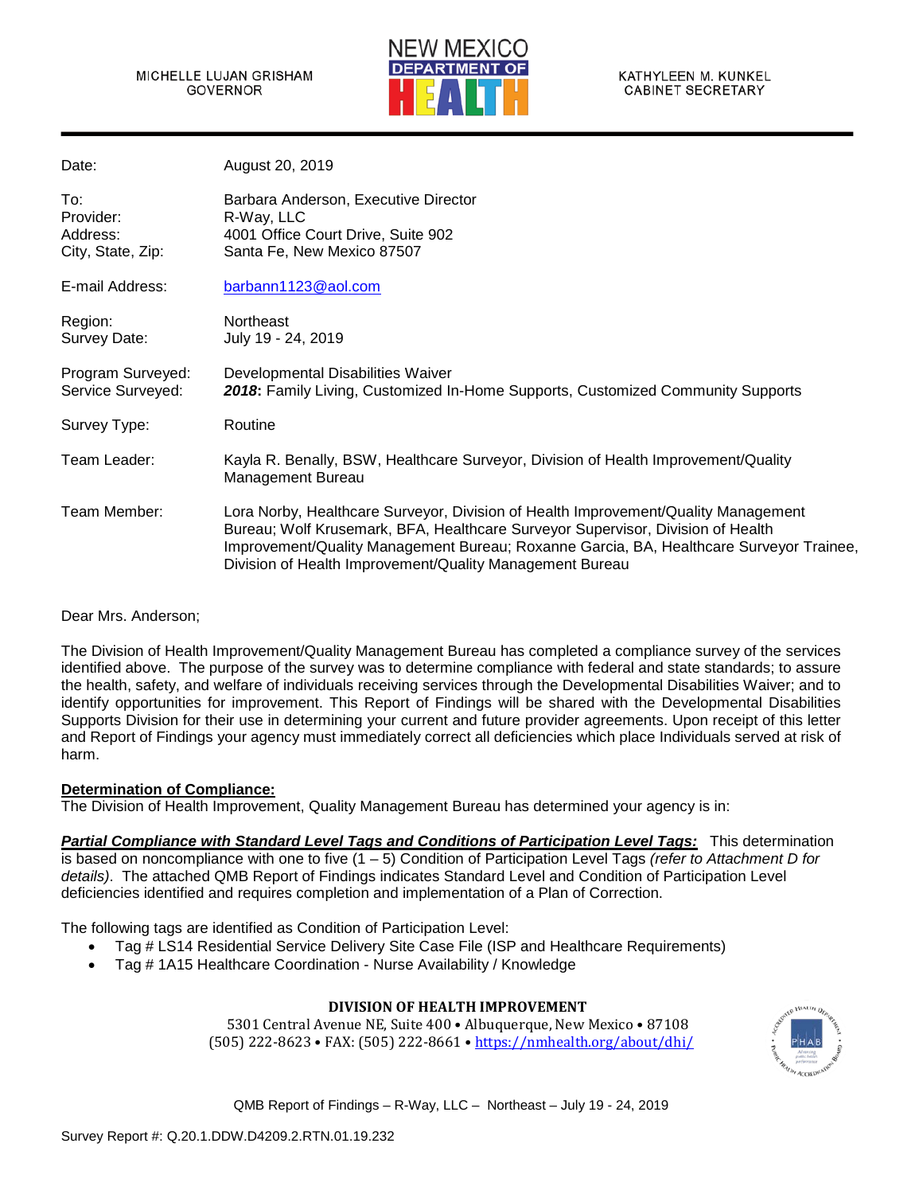MICHELLE LUJAN GRISHAM
GOVERNOR

NEW MEXICO
DEPARTMENT OF
HEALTH

KATHYLEEN M. KUNKEL
CABINET SECRETARY

| | |
|---|---|
| Date: | August 20, 2019 |
| To: | Barbara Anderson, Executive Director |
| Provider: | R-Way, LLC |
| Address: | 4001 Office Court Drive, Suite 902 |
| City, State, Zip: | Santa Fe, New Mexico 87507 |
| E-mail Address: | barbann1123@aol.com |
| Region: | Northeast |
| Survey Date: | July 19 - 24, 2019 |
| Program Surveyed: | Developmental Disabilities Waiver |
| Service Surveyed: | ***2018*:** Family Living, Customized In-Home Supports, Customized Community Supports |
| Survey Type: | Routine |
| Team Leader: | Kayla R. Benally, BSW, Healthcare Surveyor, Division of Health Improvement/Quality Management Bureau |
| Team Member: | Lora Norby, Healthcare Surveyor, Division of Health Improvement/Quality Management Bureau; Wolf Krusemark, BFA, Healthcare Surveyor Supervisor, Division of Health Improvement/Quality Management Bureau; Roxanne Garcia, BA, Healthcare Surveyor Trainee, Division of Health Improvement/Quality Management Bureau |

Dear Mrs. Anderson;

The Division of Health Improvement/Quality Management Bureau has completed a compliance survey of the services identified above. The purpose of the survey was to determine compliance with federal and state standards; to assure the health, safety, and welfare of individuals receiving services through the Developmental Disabilities Waiver; and to identify opportunities for improvement. This Report of Findings will be shared with the Developmental Disabilities Supports Division for their use in determining your current and future provider agreements. Upon receipt of this letter and Report of Findings your agency must immediately correct all deficiencies which place Individuals served at risk of harm.

**Determination of Compliance:**

The Division of Health Improvement, Quality Management Bureau has determined your agency is in:

***Partial Compliance with Standard Level Tags and Conditions of Participation Level Tags:*** This determination is based on noncompliance with one to five (1 – 5) Condition of Participation Level Tags *(refer to Attachment D for details)*. The attached QMB Report of Findings indicates Standard Level and Condition of Participation Level deficiencies identified and requires completion and implementation of a Plan of Correction.

The following tags are identified as Condition of Participation Level:

- Tag # LS14 Residential Service Delivery Site Case File (ISP and Healthcare Requirements)
- Tag # 1A15 Healthcare Coordination - Nurse Availability / Knowledge

**DIVISION OF HEALTH IMPROVEMENT**
5301 Central Avenue NE, Suite 400 • Albuquerque, New Mexico • 87108
(505) 222-8623 • FAX: (505) 222-8661 • https://nmhealth.org/about/dhi/

QMB Report of Findings – R-Way, LLC – Northeast – July 19 - 24, 2019

Survey Report #: Q.20.1.DDW.D4209.2.RTN.01.19.232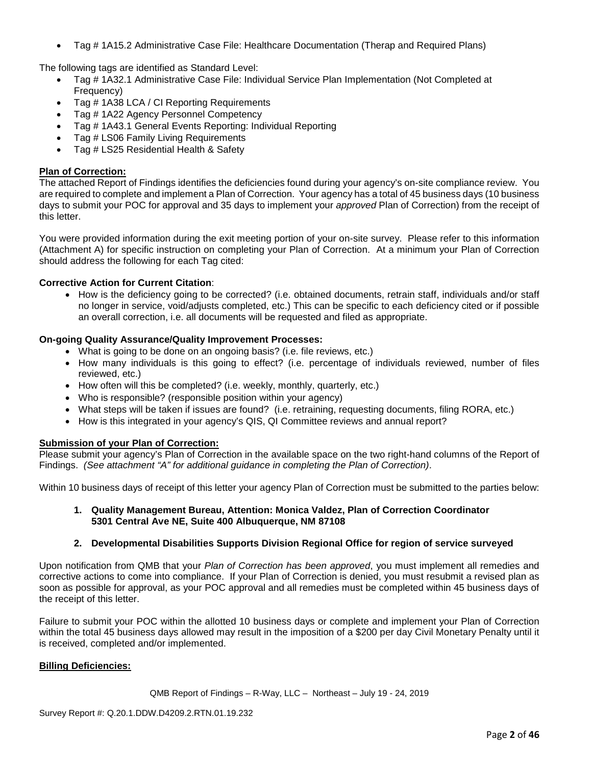- Tag # 1A15.2 Administrative Case File: Healthcare Documentation (Therap and Required Plans)

The following tags are identified as Standard Level:

- Tag # 1A32.1 Administrative Case File: Individual Service Plan Implementation (Not Completed at Frequency)
- Tag # 1A38 LCA / CI Reporting Requirements
- Tag # 1A22 Agency Personnel Competency
- Tag # 1A43.1 General Events Reporting: Individual Reporting
- Tag # LS06 Family Living Requirements
- Tag # LS25 Residential Health & Safety

**Plan of Correction:**

The attached Report of Findings identifies the deficiencies found during your agency's on-site compliance review. You are required to complete and implement a Plan of Correction. Your agency has a total of 45 business days (10 business days to submit your POC for approval and 35 days to implement your *approved* Plan of Correction) from the receipt of this letter.

You were provided information during the exit meeting portion of your on-site survey. Please refer to this information (Attachment A) for specific instruction on completing your Plan of Correction. At a minimum your Plan of Correction should address the following for each Tag cited:

**Corrective Action for Current Citation**:

- How is the deficiency going to be corrected? (i.e. obtained documents, retrain staff, individuals and/or staff no longer in service, void/adjusts completed, etc.) This can be specific to each deficiency cited or if possible an overall correction, i.e. all documents will be requested and filed as appropriate.

**On-going Quality Assurance/Quality Improvement Processes:**

- What is going to be done on an ongoing basis? (i.e. file reviews, etc.)
- How many individuals is this going to effect? (i.e. percentage of individuals reviewed, number of files reviewed, etc.)
- How often will this be completed? (i.e. weekly, monthly, quarterly, etc.)
- Who is responsible? (responsible position within your agency)
- What steps will be taken if issues are found? (i.e. retraining, requesting documents, filing RORA, etc.)
- How is this integrated in your agency's QIS, QI Committee reviews and annual report?

**Submission of your Plan of Correction:**

Please submit your agency's Plan of Correction in the available space on the two right-hand columns of the Report of Findings. *(See attachment "A" for additional guidance in completing the Plan of Correction)*.

Within 10 business days of receipt of this letter your agency Plan of Correction must be submitted to the parties below:

1. **Quality Management Bureau, Attention: Monica Valdez, Plan of Correction Coordinator 5301 Central Ave NE, Suite 400 Albuquerque, NM 87108**

2. **Developmental Disabilities Supports Division Regional Office for region of service surveyed**

Upon notification from QMB that your *Plan of Correction has been approved*, you must implement all remedies and corrective actions to come into compliance. If your Plan of Correction is denied, you must resubmit a revised plan as soon as possible for approval, as your POC approval and all remedies must be completed within 45 business days of the receipt of this letter.

Failure to submit your POC within the allotted 10 business days or complete and implement your Plan of Correction within the total 45 business days allowed may result in the imposition of a $200 per day Civil Monetary Penalty until it is received, completed and/or implemented.

**Billing Deficiencies:**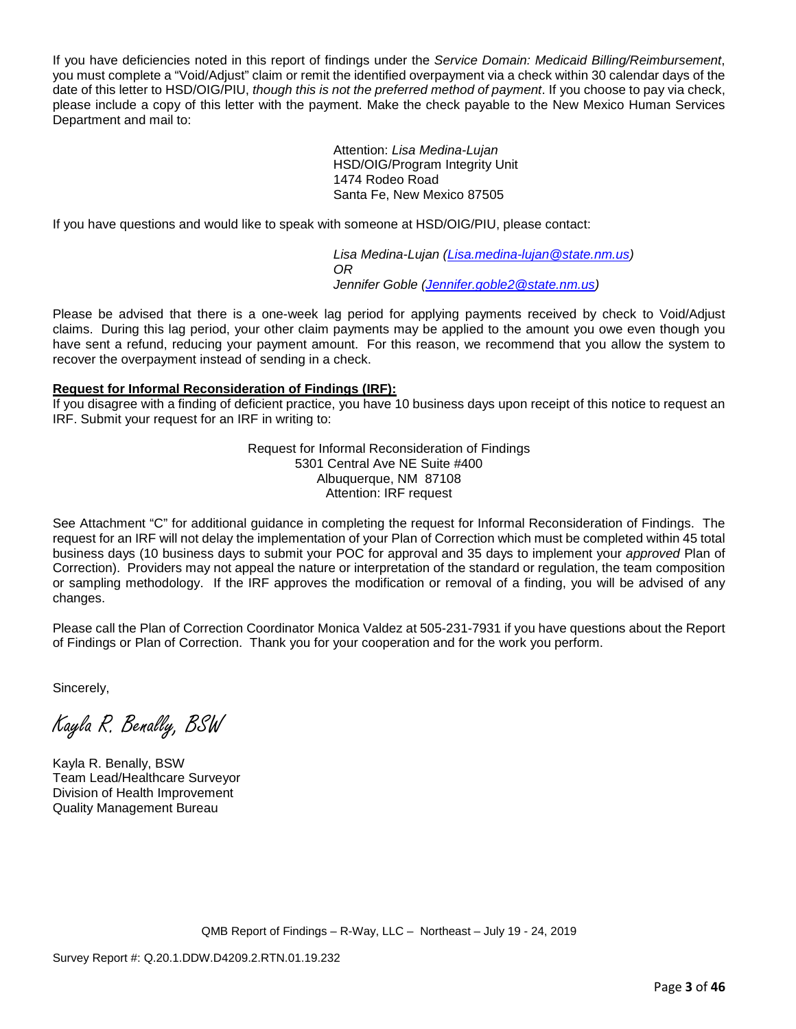If you have deficiencies noted in this report of findings under the *Service Domain: Medicaid Billing/Reimbursement*, you must complete a "Void/Adjust" claim or remit the identified overpayment via a check within 30 calendar days of the date of this letter to HSD/OIG/PIU, *though this is not the preferred method of payment*. If you choose to pay via check, please include a copy of this letter with the payment. Make the check payable to the New Mexico Human Services Department and mail to:

> Attention: *Lisa Medina-Lujan*
> HSD/OIG/Program Integrity Unit
> 1474 Rodeo Road
> Santa Fe, New Mexico 87505

If you have questions and would like to speak with someone at HSD/OIG/PIU, please contact:

> *Lisa Medina-Lujan (Lisa.medina-lujan@state.nm.us)*
> *OR*
> *Jennifer Goble (Jennifer.goble2@state.nm.us)*

Please be advised that there is a one-week lag period for applying payments received by check to Void/Adjust claims. During this lag period, your other claim payments may be applied to the amount you owe even though you have sent a refund, reducing your payment amount. For this reason, we recommend that you allow the system to recover the overpayment instead of sending in a check.

**Request for Informal Reconsideration of Findings (IRF):**

If you disagree with a finding of deficient practice, you have 10 business days upon receipt of this notice to request an IRF. Submit your request for an IRF in writing to:

> Request for Informal Reconsideration of Findings
> 5301 Central Ave NE Suite #400
> Albuquerque, NM 87108
> Attention: IRF request

See Attachment "C" for additional guidance in completing the request for Informal Reconsideration of Findings. The request for an IRF will not delay the implementation of your Plan of Correction which must be completed within 45 total business days (10 business days to submit your POC for approval and 35 days to implement your *approved* Plan of Correction). Providers may not appeal the nature or interpretation of the standard or regulation, the team composition or sampling methodology. If the IRF approves the modification or removal of a finding, you will be advised of any changes.

Please call the Plan of Correction Coordinator Monica Valdez at 505-231-7931 if you have questions about the Report of Findings or Plan of Correction. Thank you for your cooperation and for the work you perform.

Sincerely,

*Kayla R. Benally, BSW*

Kayla R. Benally, BSW
Team Lead/Healthcare Surveyor
Division of Health Improvement
Quality Management Bureau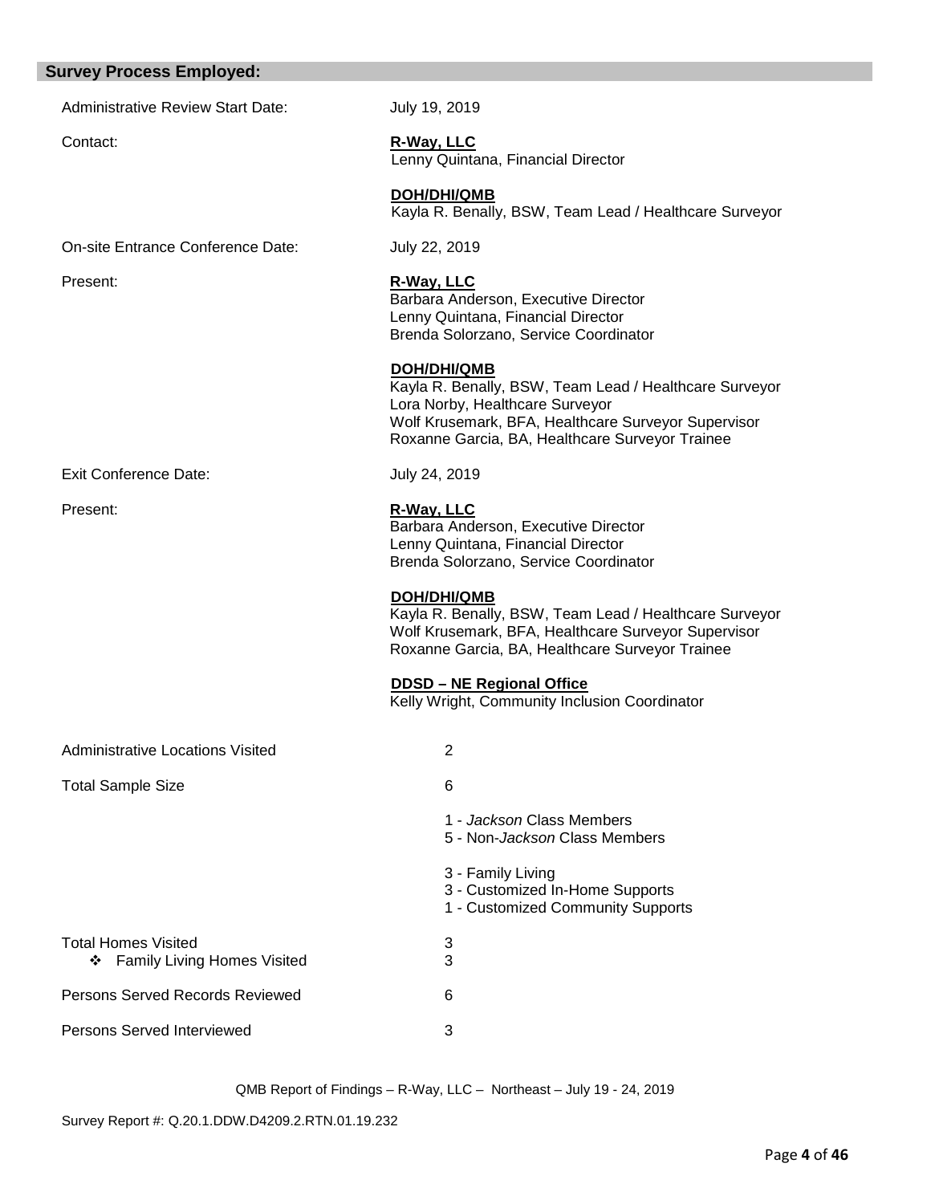## Survey Process Employed:

Administrative Review Start Date: July 19, 2019

Contact:

**R-Way, LLC**
Lenny Quintana, Financial Director

**DOH/DHI/QMB**
Kayla R. Benally, BSW, Team Lead / Healthcare Surveyor

On-site Entrance Conference Date: July 22, 2019

Present:

**R-Way, LLC**
Barbara Anderson, Executive Director
Lenny Quintana, Financial Director
Brenda Solorzano, Service Coordinator

**DOH/DHI/QMB**
Kayla R. Benally, BSW, Team Lead / Healthcare Surveyor
Lora Norby, Healthcare Surveyor
Wolf Krusemark, BFA, Healthcare Surveyor Supervisor
Roxanne Garcia, BA, Healthcare Surveyor Trainee

Exit Conference Date: July 24, 2019

Present:

**R-Way, LLC**
Barbara Anderson, Executive Director
Lenny Quintana, Financial Director
Brenda Solorzano, Service Coordinator

**DOH/DHI/QMB**
Kayla R. Benally, BSW, Team Lead / Healthcare Surveyor
Wolf Krusemark, BFA, Healthcare Surveyor Supervisor
Roxanne Garcia, BA, Healthcare Surveyor Trainee

**DDSD – NE Regional Office**
Kelly Wright, Community Inclusion Coordinator

Administrative Locations Visited: 2

Total Sample Size: 6

- 1 - *Jackson* Class Members
- 5 - Non-*Jackson* Class Members

- 3 - Family Living
- 3 - Customized In-Home Supports
- 1 - Customized Community Supports

Total Homes Visited: 3
- ❖ Family Living Homes Visited: 3

Persons Served Records Reviewed: 6

Persons Served Interviewed: 3

QMB Report of Findings – R-Way, LLC – Northeast – July 19 - 24, 2019

Survey Report #: Q.20.1.DDW.D4209.2.RTN.01.19.232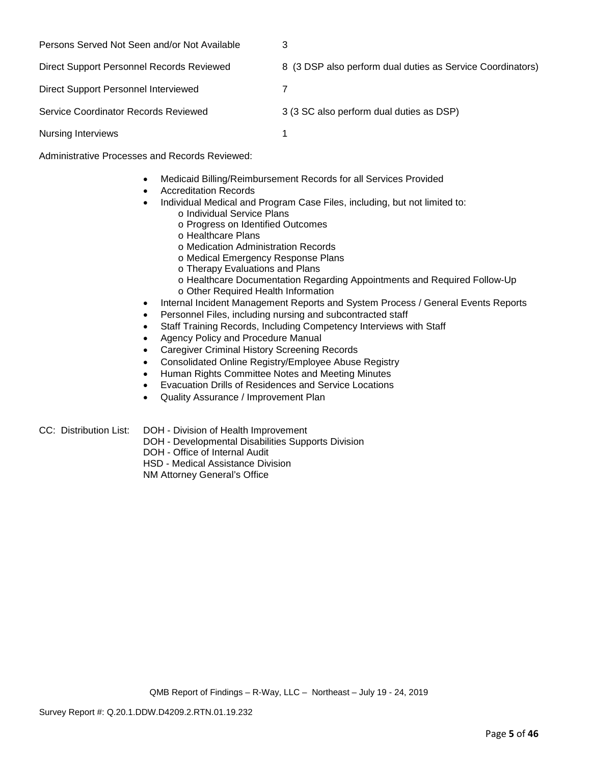| | |
|---|---|
| Persons Served Not Seen and/or Not Available | 3 |
| Direct Support Personnel Records Reviewed | 8 (3 DSP also perform dual duties as Service Coordinators) |
| Direct Support Personnel Interviewed | 7 |
| Service Coordinator Records Reviewed | 3 (3 SC also perform dual duties as DSP) |
| Nursing Interviews | 1 |

Administrative Processes and Records Reviewed:

- Medicaid Billing/Reimbursement Records for all Services Provided
- Accreditation Records
- Individual Medical and Program Case Files, including, but not limited to:
  - o Individual Service Plans
  - o Progress on Identified Outcomes
  - o Healthcare Plans
  - o Medication Administration Records
  - o Medical Emergency Response Plans
  - o Therapy Evaluations and Plans
  - o Healthcare Documentation Regarding Appointments and Required Follow-Up
  - o Other Required Health Information
- Internal Incident Management Reports and System Process / General Events Reports
- Personnel Files, including nursing and subcontracted staff
- Staff Training Records, Including Competency Interviews with Staff
- Agency Policy and Procedure Manual
- Caregiver Criminal History Screening Records
- Consolidated Online Registry/Employee Abuse Registry
- Human Rights Committee Notes and Meeting Minutes
- Evacuation Drills of Residences and Service Locations
- Quality Assurance / Improvement Plan

CC: Distribution List:
DOH - Division of Health Improvement
DOH - Developmental Disabilities Supports Division
DOH - Office of Internal Audit
HSD - Medical Assistance Division
NM Attorney General's Office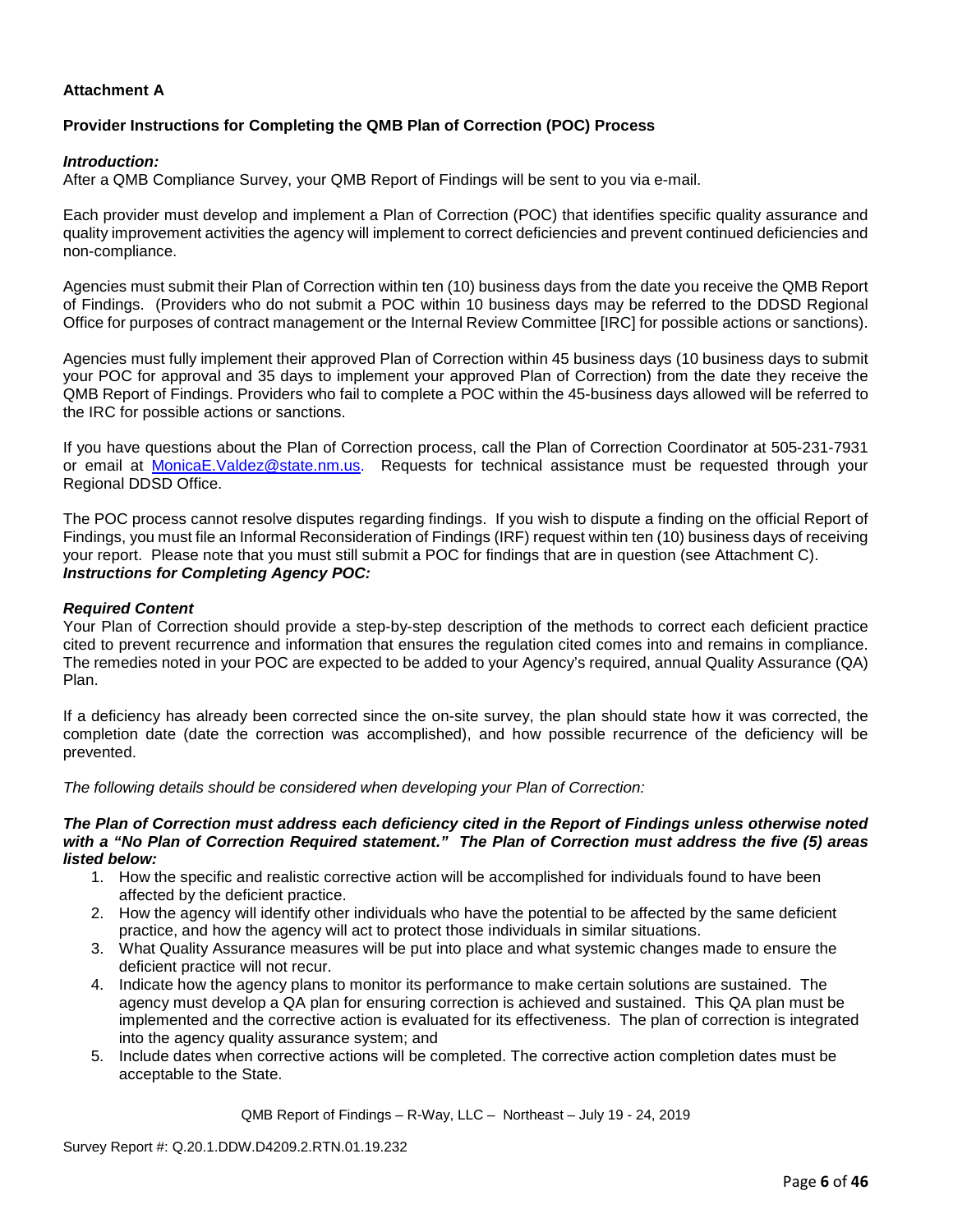**Attachment A**

**Provider Instructions for Completing the QMB Plan of Correction (POC) Process**

***Introduction:***

After a QMB Compliance Survey, your QMB Report of Findings will be sent to you via e-mail.

Each provider must develop and implement a Plan of Correction (POC) that identifies specific quality assurance and quality improvement activities the agency will implement to correct deficiencies and prevent continued deficiencies and non-compliance.

Agencies must submit their Plan of Correction within ten (10) business days from the date you receive the QMB Report of Findings. (Providers who do not submit a POC within 10 business days may be referred to the DDSD Regional Office for purposes of contract management or the Internal Review Committee [IRC] for possible actions or sanctions).

Agencies must fully implement their approved Plan of Correction within 45 business days (10 business days to submit your POC for approval and 35 days to implement your approved Plan of Correction) from the date they receive the QMB Report of Findings. Providers who fail to complete a POC within the 45-business days allowed will be referred to the IRC for possible actions or sanctions.

If you have questions about the Plan of Correction process, call the Plan of Correction Coordinator at 505-231-7931 or email at MonicaE.Valdez@state.nm.us. Requests for technical assistance must be requested through your Regional DDSD Office.

The POC process cannot resolve disputes regarding findings. If you wish to dispute a finding on the official Report of Findings, you must file an Informal Reconsideration of Findings (IRF) request within ten (10) business days of receiving your report. Please note that you must still submit a POC for findings that are in question (see Attachment C).

***Instructions for Completing Agency POC:***

***Required Content***

Your Plan of Correction should provide a step-by-step description of the methods to correct each deficient practice cited to prevent recurrence and information that ensures the regulation cited comes into and remains in compliance. The remedies noted in your POC are expected to be added to your Agency's required, annual Quality Assurance (QA) Plan.

If a deficiency has already been corrected since the on-site survey, the plan should state how it was corrected, the completion date (date the correction was accomplished), and how possible recurrence of the deficiency will be prevented.

*The following details should be considered when developing your Plan of Correction:*

***The Plan of Correction must address each deficiency cited in the Report of Findings unless otherwise noted with a "No Plan of Correction Required statement." The Plan of Correction must address the five (5) areas listed below:***

1. How the specific and realistic corrective action will be accomplished for individuals found to have been affected by the deficient practice.
2. How the agency will identify other individuals who have the potential to be affected by the same deficient practice, and how the agency will act to protect those individuals in similar situations.
3. What Quality Assurance measures will be put into place and what systemic changes made to ensure the deficient practice will not recur.
4. Indicate how the agency plans to monitor its performance to make certain solutions are sustained. The agency must develop a QA plan for ensuring correction is achieved and sustained. This QA plan must be implemented and the corrective action is evaluated for its effectiveness. The plan of correction is integrated into the agency quality assurance system; and
5. Include dates when corrective actions will be completed. The corrective action completion dates must be acceptable to the State.

QMB Report of Findings – R-Way, LLC – Northeast – July 19 - 24, 2019

Survey Report #: Q.20.1.DDW.D4209.2.RTN.01.19.232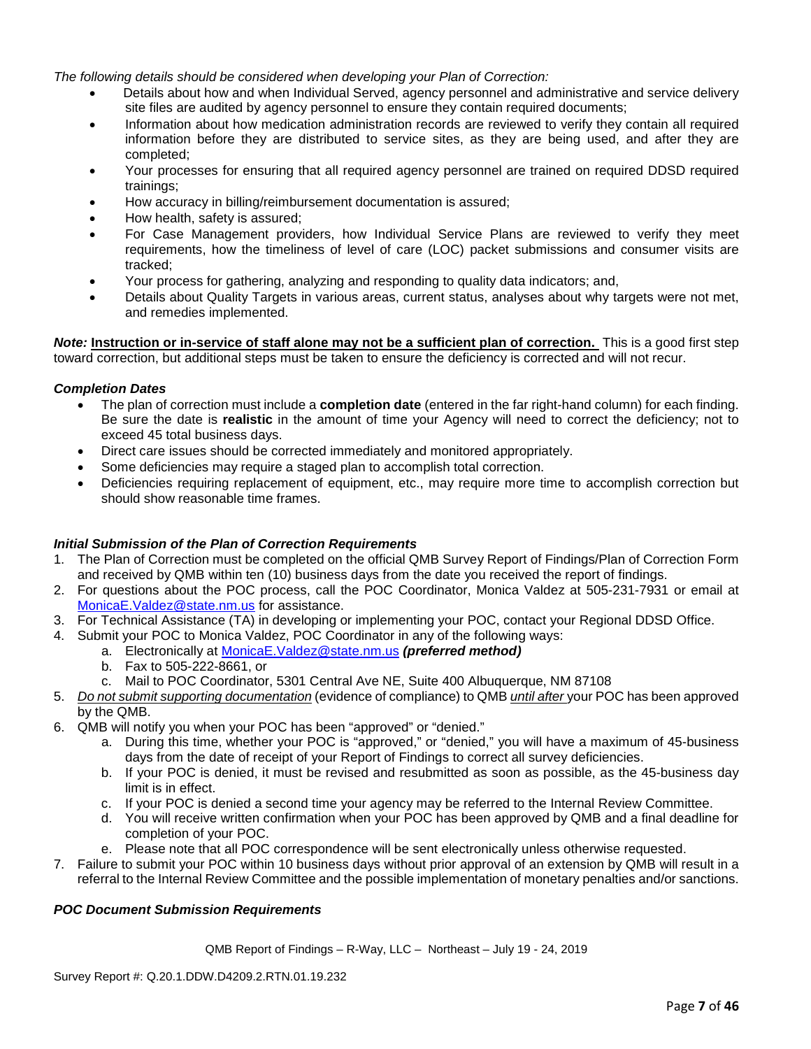*The following details should be considered when developing your Plan of Correction:*

- Details about how and when Individual Served, agency personnel and administrative and service delivery site files are audited by agency personnel to ensure they contain required documents;
- Information about how medication administration records are reviewed to verify they contain all required information before they are distributed to service sites, as they are being used, and after they are completed;
- Your processes for ensuring that all required agency personnel are trained on required DDSD required trainings;
- How accuracy in billing/reimbursement documentation is assured;
- How health, safety is assured;
- For Case Management providers, how Individual Service Plans are reviewed to verify they meet requirements, how the timeliness of level of care (LOC) packet submissions and consumer visits are tracked;
- Your process for gathering, analyzing and responding to quality data indicators; and,
- Details about Quality Targets in various areas, current status, analyses about why targets were not met, and remedies implemented.

***Note:*** **<u>Instruction or in-service of staff alone may not be a sufficient plan of correction.</u>** This is a good first step toward correction, but additional steps must be taken to ensure the deficiency is corrected and will not recur.

***Completion Dates***

- The plan of correction must include a **completion date** (entered in the far right-hand column) for each finding. Be sure the date is **realistic** in the amount of time your Agency will need to correct the deficiency; not to exceed 45 total business days.
- Direct care issues should be corrected immediately and monitored appropriately.
- Some deficiencies may require a staged plan to accomplish total correction.
- Deficiencies requiring replacement of equipment, etc., may require more time to accomplish correction but should show reasonable time frames.

***Initial Submission of the Plan of Correction Requirements***

1. The Plan of Correction must be completed on the official QMB Survey Report of Findings/Plan of Correction Form and received by QMB within ten (10) business days from the date you received the report of findings.
2. For questions about the POC process, call the POC Coordinator, Monica Valdez at 505-231-7931 or email at MonicaE.Valdez@state.nm.us for assistance.
3. For Technical Assistance (TA) in developing or implementing your POC, contact your Regional DDSD Office.
4. Submit your POC to Monica Valdez, POC Coordinator in any of the following ways:
    a. Electronically at MonicaE.Valdez@state.nm.us ***(preferred method)***
    b. Fax to 505-222-8661, or
    c. Mail to POC Coordinator, 5301 Central Ave NE, Suite 400 Albuquerque, NM 87108
5. *<u>Do not submit supporting documentation</u>* (evidence of compliance) to QMB *<u>until after</u>* your POC has been approved by the QMB.
6. QMB will notify you when your POC has been "approved" or "denied."
    a. During this time, whether your POC is "approved," or "denied," you will have a maximum of 45-business days from the date of receipt of your Report of Findings to correct all survey deficiencies.
    b. If your POC is denied, it must be revised and resubmitted as soon as possible, as the 45-business day limit is in effect.
    c. If your POC is denied a second time your agency may be referred to the Internal Review Committee.
    d. You will receive written confirmation when your POC has been approved by QMB and a final deadline for completion of your POC.
    e. Please note that all POC correspondence will be sent electronically unless otherwise requested.
7. Failure to submit your POC within 10 business days without prior approval of an extension by QMB will result in a referral to the Internal Review Committee and the possible implementation of monetary penalties and/or sanctions.

***POC Document Submission Requirements***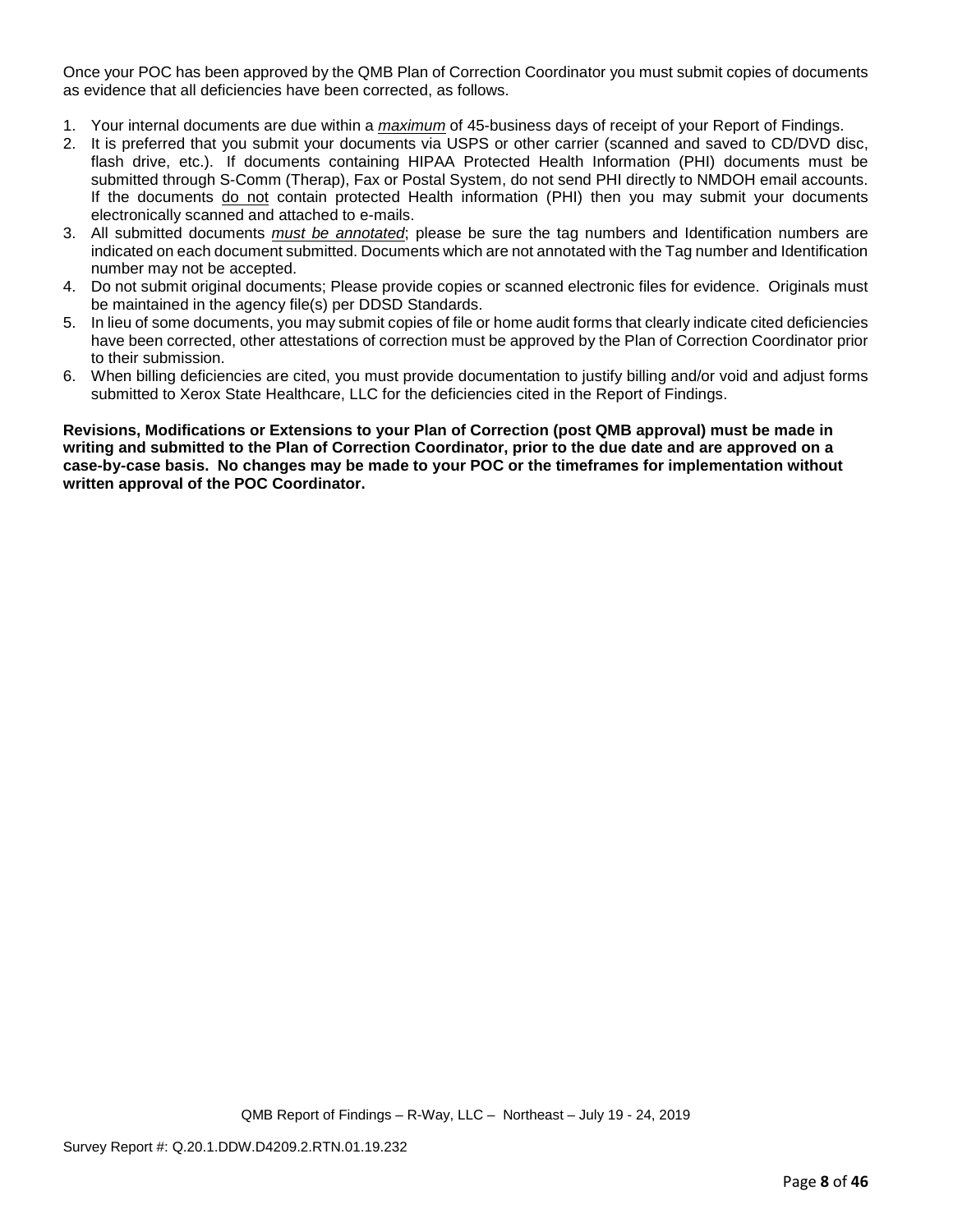Once your POC has been approved by the QMB Plan of Correction Coordinator you must submit copies of documents as evidence that all deficiencies have been corrected, as follows.

1. Your internal documents are due within a ***maximum*** of 45-business days of receipt of your Report of Findings.
2. It is preferred that you submit your documents via USPS or other carrier (scanned and saved to CD/DVD disc, flash drive, etc.). If documents containing HIPAA Protected Health Information (PHI) documents must be submitted through S-Comm (Therap), Fax or Postal System, do not send PHI directly to NMDOH email accounts. If the documents do not contain protected Health information (PHI) then you may submit your documents electronically scanned and attached to e-mails.
3. All submitted documents *must be annotated*; please be sure the tag numbers and Identification numbers are indicated on each document submitted. Documents which are not annotated with the Tag number and Identification number may not be accepted.
4. Do not submit original documents; Please provide copies or scanned electronic files for evidence. Originals must be maintained in the agency file(s) per DDSD Standards.
5. In lieu of some documents, you may submit copies of file or home audit forms that clearly indicate cited deficiencies have been corrected, other attestations of correction must be approved by the Plan of Correction Coordinator prior to their submission.
6. When billing deficiencies are cited, you must provide documentation to justify billing and/or void and adjust forms submitted to Xerox State Healthcare, LLC for the deficiencies cited in the Report of Findings.

**Revisions, Modifications or Extensions to your Plan of Correction (post QMB approval) must be made in writing and submitted to the Plan of Correction Coordinator, prior to the due date and are approved on a case-by-case basis. No changes may be made to your POC or the timeframes for implementation without written approval of the POC Coordinator.**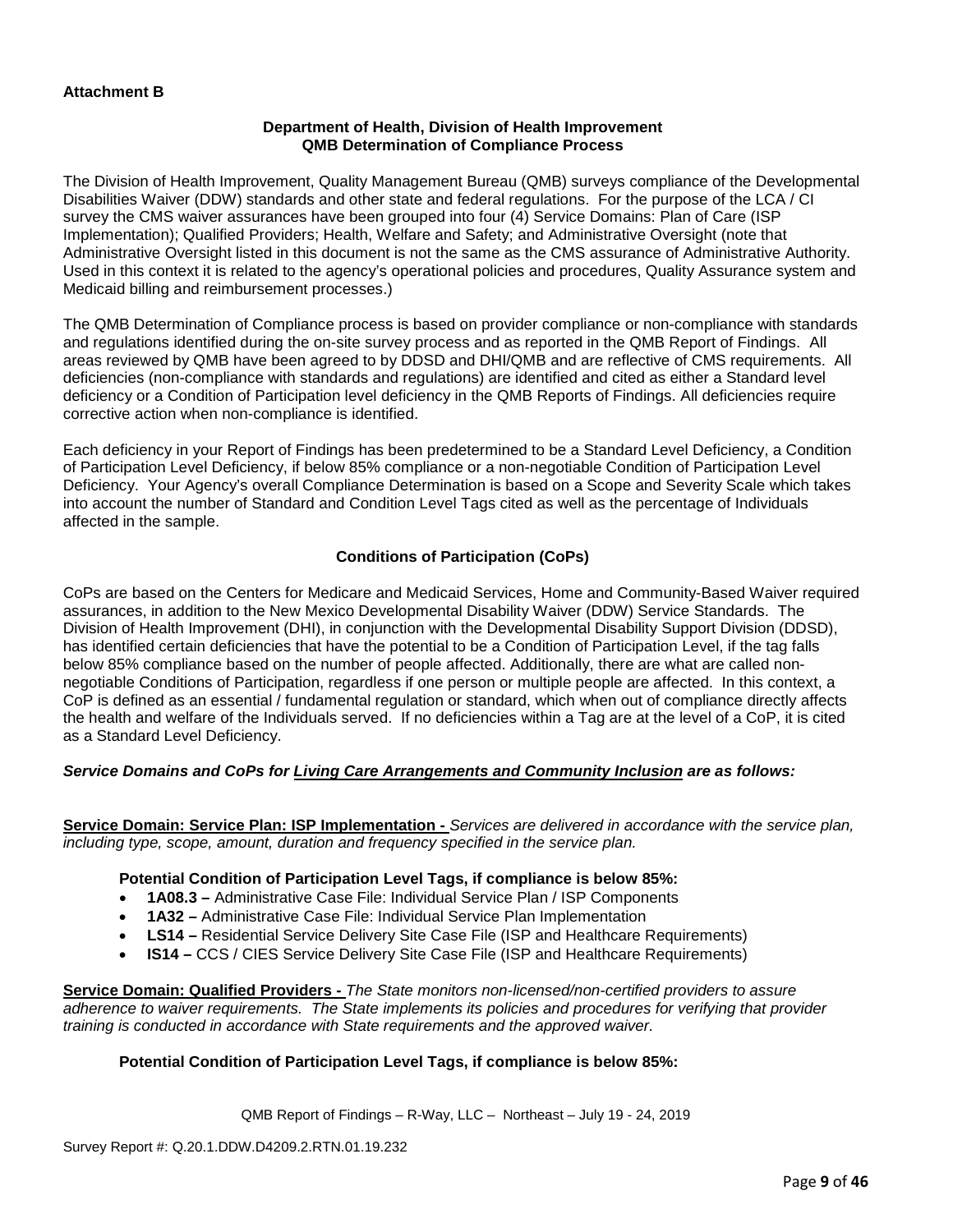**Attachment B**

**Department of Health, Division of Health Improvement**
**QMB Determination of Compliance Process**

The Division of Health Improvement, Quality Management Bureau (QMB) surveys compliance of the Developmental Disabilities Waiver (DDW) standards and other state and federal regulations. For the purpose of the LCA / CI survey the CMS waiver assurances have been grouped into four (4) Service Domains: Plan of Care (ISP Implementation); Qualified Providers; Health, Welfare and Safety; and Administrative Oversight (note that Administrative Oversight listed in this document is not the same as the CMS assurance of Administrative Authority. Used in this context it is related to the agency's operational policies and procedures, Quality Assurance system and Medicaid billing and reimbursement processes.)

The QMB Determination of Compliance process is based on provider compliance or non-compliance with standards and regulations identified during the on-site survey process and as reported in the QMB Report of Findings. All areas reviewed by QMB have been agreed to by DDSD and DHI/QMB and are reflective of CMS requirements. All deficiencies (non-compliance with standards and regulations) are identified and cited as either a Standard level deficiency or a Condition of Participation level deficiency in the QMB Reports of Findings. All deficiencies require corrective action when non-compliance is identified.

Each deficiency in your Report of Findings has been predetermined to be a Standard Level Deficiency, a Condition of Participation Level Deficiency, if below 85% compliance or a non-negotiable Condition of Participation Level Deficiency. Your Agency's overall Compliance Determination is based on a Scope and Severity Scale which takes into account the number of Standard and Condition Level Tags cited as well as the percentage of Individuals affected in the sample.

**Conditions of Participation (CoPs)**

CoPs are based on the Centers for Medicare and Medicaid Services, Home and Community-Based Waiver required assurances, in addition to the New Mexico Developmental Disability Waiver (DDW) Service Standards. The Division of Health Improvement (DHI), in conjunction with the Developmental Disability Support Division (DDSD), has identified certain deficiencies that have the potential to be a Condition of Participation Level, if the tag falls below 85% compliance based on the number of people affected. Additionally, there are what are called non-negotiable Conditions of Participation, regardless if one person or multiple people are affected. In this context, a CoP is defined as an essential / fundamental regulation or standard, which when out of compliance directly affects the health and welfare of the Individuals served. If no deficiencies within a Tag are at the level of a CoP, it is cited as a Standard Level Deficiency.

***Service Domains and CoPs for Living Care Arrangements and Community Inclusion are as follows:***

**Service Domain: Service Plan: ISP Implementation -** *Services are delivered in accordance with the service plan, including type, scope, amount, duration and frequency specified in the service plan.*

**Potential Condition of Participation Level Tags, if compliance is below 85%:**

- **1A08.3 –** Administrative Case File: Individual Service Plan / ISP Components
- **1A32 –** Administrative Case File: Individual Service Plan Implementation
- **LS14 –** Residential Service Delivery Site Case File (ISP and Healthcare Requirements)
- **IS14 –** CCS / CIES Service Delivery Site Case File (ISP and Healthcare Requirements)

**Service Domain: Qualified Providers -** *The State monitors non-licensed/non-certified providers to assure adherence to waiver requirements. The State implements its policies and procedures for verifying that provider training is conducted in accordance with State requirements and the approved waiver.*

**Potential Condition of Participation Level Tags, if compliance is below 85%:**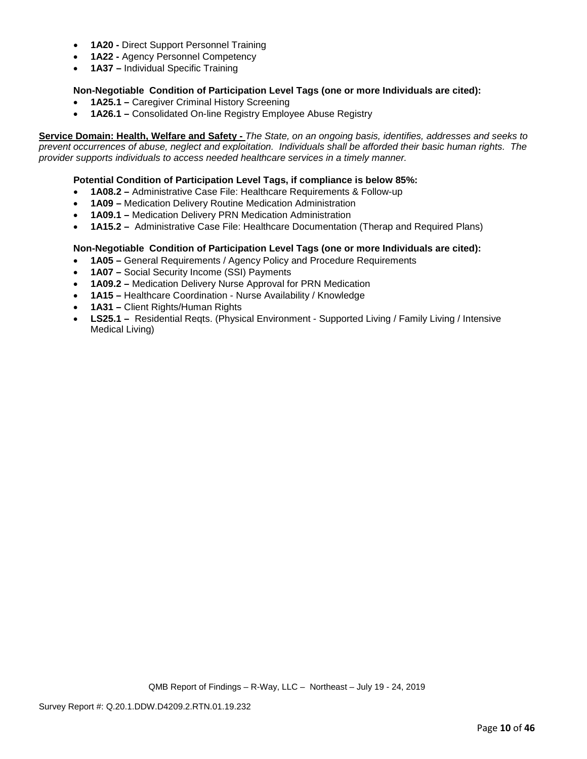- **1A20 -** Direct Support Personnel Training
- **1A22 -** Agency Personnel Competency
- **1A37 –** Individual Specific Training

**Non-Negotiable Condition of Participation Level Tags (one or more Individuals are cited):**

- **1A25.1 –** Caregiver Criminal History Screening
- **1A26.1 –** Consolidated On-line Registry Employee Abuse Registry

**Service Domain: Health, Welfare and Safety -** *The State, on an ongoing basis, identifies, addresses and seeks to prevent occurrences of abuse, neglect and exploitation. Individuals shall be afforded their basic human rights. The provider supports individuals to access needed healthcare services in a timely manner.*

**Potential Condition of Participation Level Tags, if compliance is below 85%:**

- **1A08.2 –** Administrative Case File: Healthcare Requirements & Follow-up
- **1A09 –** Medication Delivery Routine Medication Administration
- **1A09.1 –** Medication Delivery PRN Medication Administration
- **1A15.2 –** Administrative Case File: Healthcare Documentation (Therap and Required Plans)

**Non-Negotiable Condition of Participation Level Tags (one or more Individuals are cited):**

- **1A05 –** General Requirements / Agency Policy and Procedure Requirements
- **1A07 –** Social Security Income (SSI) Payments
- **1A09.2 –** Medication Delivery Nurse Approval for PRN Medication
- **1A15 –** Healthcare Coordination - Nurse Availability / Knowledge
- **1A31 –** Client Rights/Human Rights
- **LS25.1 –** Residential Reqts. (Physical Environment - Supported Living / Family Living / Intensive Medical Living)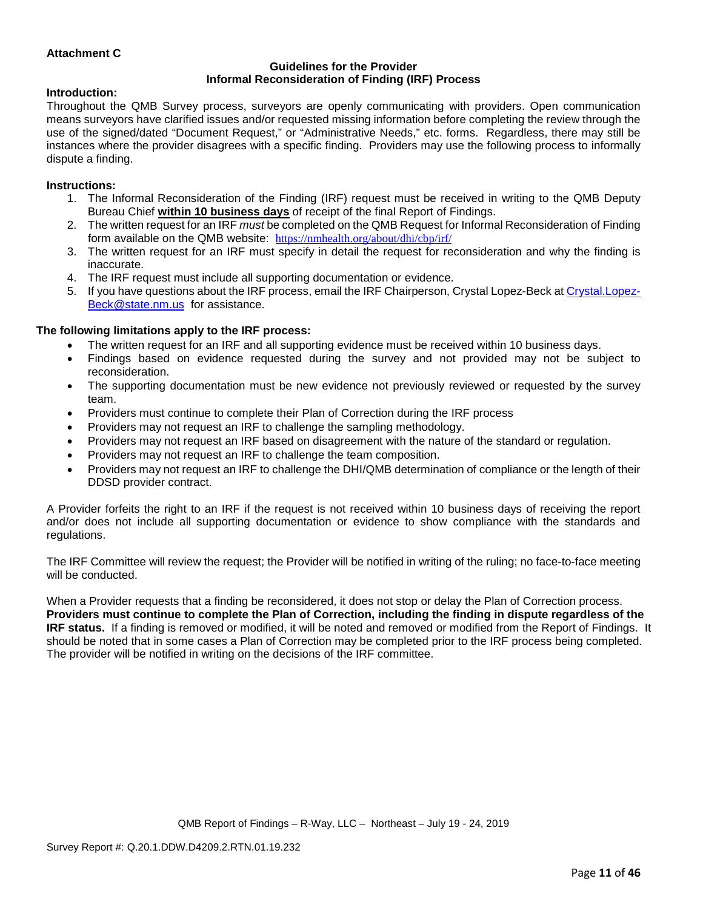**Attachment C**

**Guidelines for the Provider**
**Informal Reconsideration of Finding (IRF) Process**

**Introduction:**

Throughout the QMB Survey process, surveyors are openly communicating with providers. Open communication means surveyors have clarified issues and/or requested missing information before completing the review through the use of the signed/dated "Document Request," or "Administrative Needs," etc. forms. Regardless, there may still be instances where the provider disagrees with a specific finding. Providers may use the following process to informally dispute a finding.

**Instructions:**

1. The Informal Reconsideration of the Finding (IRF) request must be received in writing to the QMB Deputy Bureau Chief **within 10 business days** of receipt of the final Report of Findings.
2. The written request for an IRF *must* be completed on the QMB Request for Informal Reconsideration of Finding form available on the QMB website: https://nmhealth.org/about/dhi/cbp/irf/
3. The written request for an IRF must specify in detail the request for reconsideration and why the finding is inaccurate.
4. The IRF request must include all supporting documentation or evidence.
5. If you have questions about the IRF process, email the IRF Chairperson, Crystal Lopez-Beck at Crystal.Lopez-Beck@state.nm.us for assistance.

**The following limitations apply to the IRF process:**

- The written request for an IRF and all supporting evidence must be received within 10 business days.
- Findings based on evidence requested during the survey and not provided may not be subject to reconsideration.
- The supporting documentation must be new evidence not previously reviewed or requested by the survey team.
- Providers must continue to complete their Plan of Correction during the IRF process
- Providers may not request an IRF to challenge the sampling methodology.
- Providers may not request an IRF based on disagreement with the nature of the standard or regulation.
- Providers may not request an IRF to challenge the team composition.
- Providers may not request an IRF to challenge the DHI/QMB determination of compliance or the length of their DDSD provider contract.

A Provider forfeits the right to an IRF if the request is not received within 10 business days of receiving the report and/or does not include all supporting documentation or evidence to show compliance with the standards and regulations.

The IRF Committee will review the request; the Provider will be notified in writing of the ruling; no face-to-face meeting will be conducted.

When a Provider requests that a finding be reconsidered, it does not stop or delay the Plan of Correction process. **Providers must continue to complete the Plan of Correction, including the finding in dispute regardless of the IRF status.** If a finding is removed or modified, it will be noted and removed or modified from the Report of Findings. It should be noted that in some cases a Plan of Correction may be completed prior to the IRF process being completed. The provider will be notified in writing on the decisions of the IRF committee.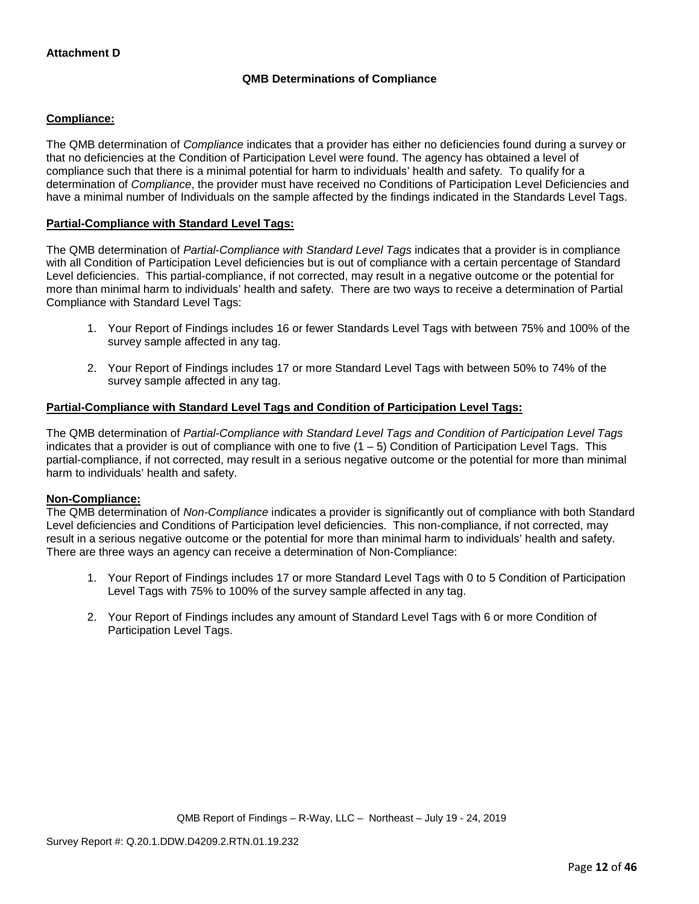**Attachment D**

**QMB Determinations of Compliance**

**Compliance:**

The QMB determination of *Compliance* indicates that a provider has either no deficiencies found during a survey or that no deficiencies at the Condition of Participation Level were found. The agency has obtained a level of compliance such that there is a minimal potential for harm to individuals' health and safety. To qualify for a determination of *Compliance*, the provider must have received no Conditions of Participation Level Deficiencies and have a minimal number of Individuals on the sample affected by the findings indicated in the Standards Level Tags.

**Partial-Compliance with Standard Level Tags:**

The QMB determination of *Partial-Compliance with Standard Level Tags* indicates that a provider is in compliance with all Condition of Participation Level deficiencies but is out of compliance with a certain percentage of Standard Level deficiencies. This partial-compliance, if not corrected, may result in a negative outcome or the potential for more than minimal harm to individuals' health and safety. There are two ways to receive a determination of Partial Compliance with Standard Level Tags:

1. Your Report of Findings includes 16 or fewer Standards Level Tags with between 75% and 100% of the survey sample affected in any tag.
2. Your Report of Findings includes 17 or more Standard Level Tags with between 50% to 74% of the survey sample affected in any tag.

**Partial-Compliance with Standard Level Tags and Condition of Participation Level Tags:**

The QMB determination of *Partial-Compliance with Standard Level Tags and Condition of Participation Level Tags* indicates that a provider is out of compliance with one to five (1 – 5) Condition of Participation Level Tags. This partial-compliance, if not corrected, may result in a serious negative outcome or the potential for more than minimal harm to individuals' health and safety.

**Non-Compliance:**

The QMB determination of *Non-Compliance* indicates a provider is significantly out of compliance with both Standard Level deficiencies and Conditions of Participation level deficiencies. This non-compliance, if not corrected, may result in a serious negative outcome or the potential for more than minimal harm to individuals' health and safety. There are three ways an agency can receive a determination of Non-Compliance:

1. Your Report of Findings includes 17 or more Standard Level Tags with 0 to 5 Condition of Participation Level Tags with 75% to 100% of the survey sample affected in any tag.
2. Your Report of Findings includes any amount of Standard Level Tags with 6 or more Condition of Participation Level Tags.

QMB Report of Findings – R-Way, LLC – Northeast – July 19 - 24, 2019

Survey Report #: Q.20.1.DDW.D4209.2.RTN.01.19.232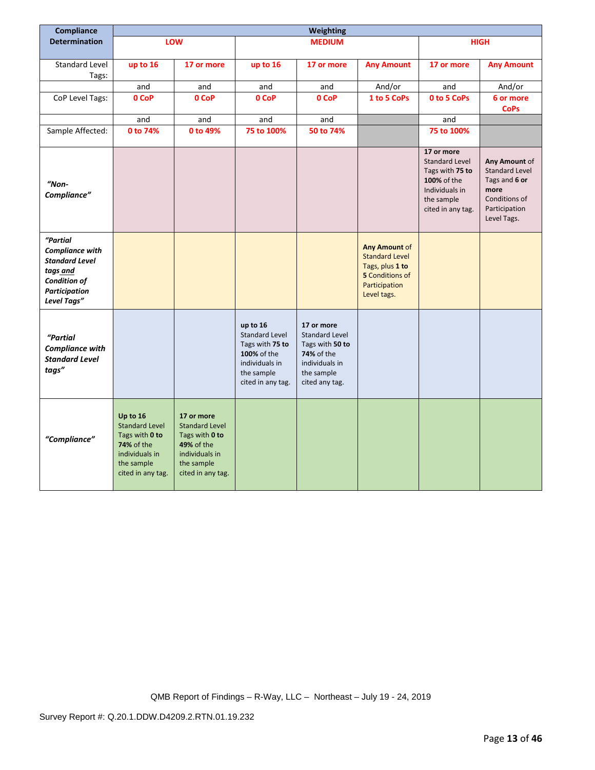| Compliance Determination | Weighting | | | | | | |
|---|---|---|---|---|---|---|---|
| | **LOW** | | **MEDIUM** | | | **HIGH** | |
| Standard Level Tags: | **up to 16** | **17 or more** | **up to 16** | **17 or more** | **Any Amount** | **17 or more** | **Any Amount** |
| | and | and | and | and | And/or | and | And/or |
| CoP Level Tags: | **0 CoP** | **0 CoP** | **0 CoP** | **0 CoP** | **1 to 5 CoPs** | **0 to 5 CoPs** | **6 or more CoPs** |
| | and | and | and | and | | and | |
| Sample Affected: | **0 to 74%** | **0 to 49%** | **75 to 100%** | **50 to 74%** | | **75 to 100%** | |
| ***"Non-Compliance"*** | | | | | | **17 or more** Standard Level Tags with **75 to 100%** of the Individuals in the sample cited in any tag. | **Any Amount** of Standard Level Tags and **6 or more** Conditions of Participation Level Tags. |
| ***"Partial Compliance with Standard Level tags and Condition of Participation Level Tags"*** | | | | | **Any Amount** of Standard Level Tags, plus **1 to 5** Conditions of Participation Level tags. | | |
| ***"Partial Compliance with Standard Level tags"*** | | | **up to 16** Standard Level Tags with **75 to 100%** of the individuals in the sample cited in any tag. | **17 or more** Standard Level Tags with **50 to 74%** of the individuals in the sample cited any tag. | | | |
| ***"Compliance"*** | **Up to 16** Standard Level Tags with **0 to 74%** of the individuals in the sample cited in any tag. | **17 or more** Standard Level Tags with **0 to 49%** of the individuals in the sample cited in any tag. | | | | | |

QMB Report of Findings – R-Way, LLC – Northeast – July 19 - 24, 2019

Survey Report #: Q.20.1.DDW.D4209.2.RTN.01.19.232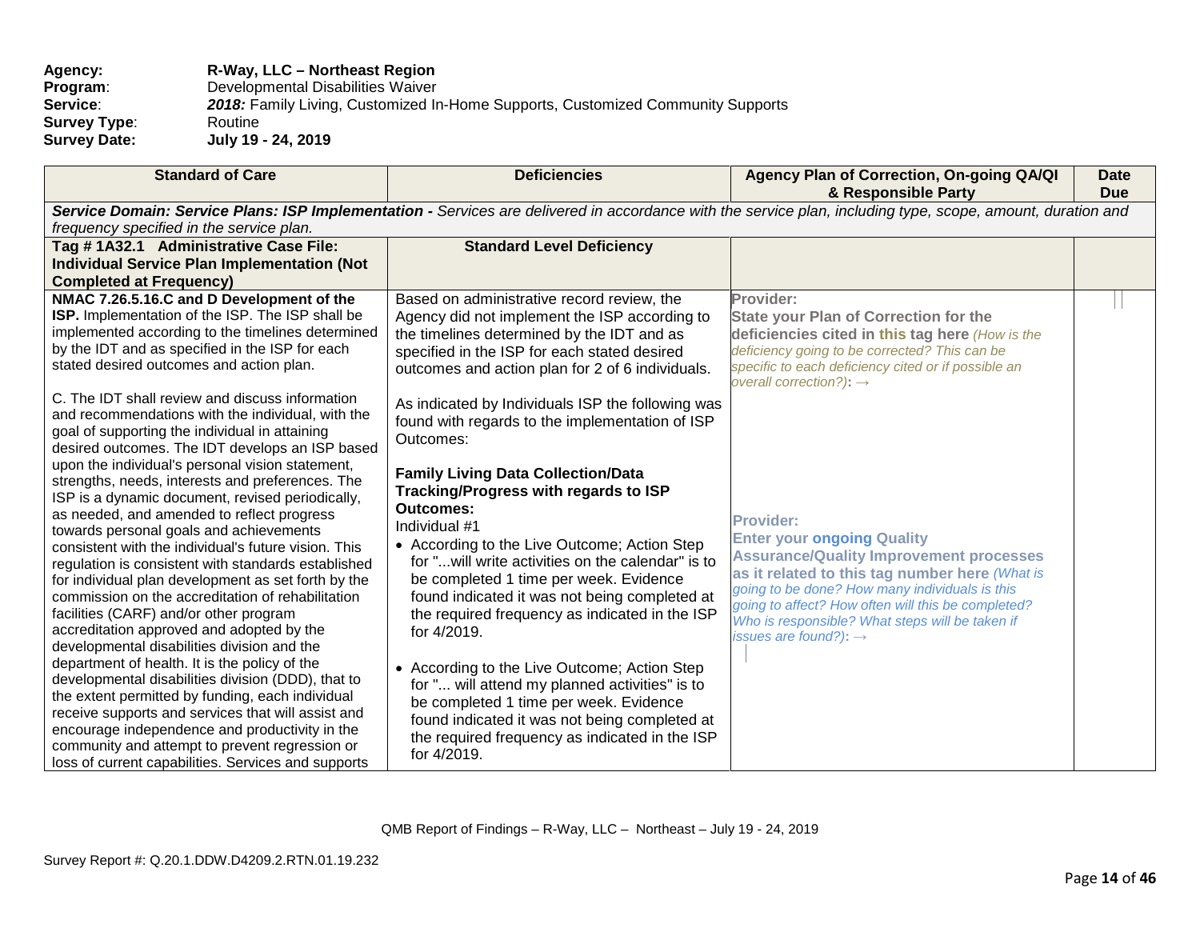**Agency:** R-Way, LLC – Northeast Region
**Program:** Developmental Disabilities Waiver
**Service:** *2018:* Family Living, Customized In-Home Supports, Customized Community Supports
**Survey Type:** Routine
**Survey Date:** July 19 - 24, 2019

| Standard of Care | Deficiencies | Agency Plan of Correction, On-going QA/QI & Responsible Party | Date Due |
|---|---|---|---|
| ***Service Domain: Service Plans: ISP Implementation -*** *Services are delivered in accordance with the service plan, including type, scope, amount, duration and frequency specified in the service plan.* | | | |
| **Tag # 1A32.1 Administrative Case File: Individual Service Plan Implementation (Not Completed at Frequency)** | **Standard Level Deficiency** | | |
| **NMAC 7.26.5.16.C and D Development of the ISP.** Implementation of the ISP. The ISP shall be implemented according to the timelines determined by the IDT and as specified in the ISP for each stated desired outcomes and action plan.<br><br>C. The IDT shall review and discuss information and recommendations with the individual, with the goal of supporting the individual in attaining desired outcomes. The IDT develops an ISP based upon the individual's personal vision statement, strengths, needs, interests and preferences. The ISP is a dynamic document, revised periodically, as needed, and amended to reflect progress towards personal goals and achievements consistent with the individual's future vision. This regulation is consistent with standards established for individual plan development as set forth by the commission on the accreditation of rehabilitation facilities (CARF) and/or other program accreditation approved and adopted by the developmental disabilities division and the department of health. It is the policy of the developmental disabilities division (DDD), that to the extent permitted by funding, each individual receive supports and services that will assist and encourage independence and productivity in the community and attempt to prevent regression or loss of current capabilities. Services and supports | Based on administrative record review, the Agency did not implement the ISP according to the timelines determined by the IDT and as specified in the ISP for each stated desired outcomes and action plan for 2 of 6 individuals.<br><br>As indicated by Individuals ISP the following was found with regards to the implementation of ISP Outcomes:<br><br>**Family Living Data Collection/Data Tracking/Progress with regards to ISP Outcomes:**<br>Individual #1<br>• According to the Live Outcome; Action Step for "...will write activities on the calendar" is to be completed 1 time per week. Evidence found indicated it was not being completed at the required frequency as indicated in the ISP for 4/2019.<br><br>• According to the Live Outcome; Action Step for "... will attend my planned activities" is to be completed 1 time per week. Evidence found indicated it was not being completed at the required frequency as indicated in the ISP for 4/2019. | **Provider:**<br>**State your Plan of Correction for the deficiencies cited in this tag here** *(How is the deficiency going to be corrected? This can be specific to each deficiency cited or if possible an overall correction?):* →<br><br>**Provider:**<br>**Enter your ongoing Quality Assurance/Quality Improvement processes as it related to this tag number here** *(What is going to be done? How many individuals is this going to affect? How often will this be completed? Who is responsible? What steps will be taken if issues are found?):* → | |

QMB Report of Findings – R-Way, LLC – Northeast – July 19 - 24, 2019

Survey Report #: Q.20.1.DDW.D4209.2.RTN.01.19.232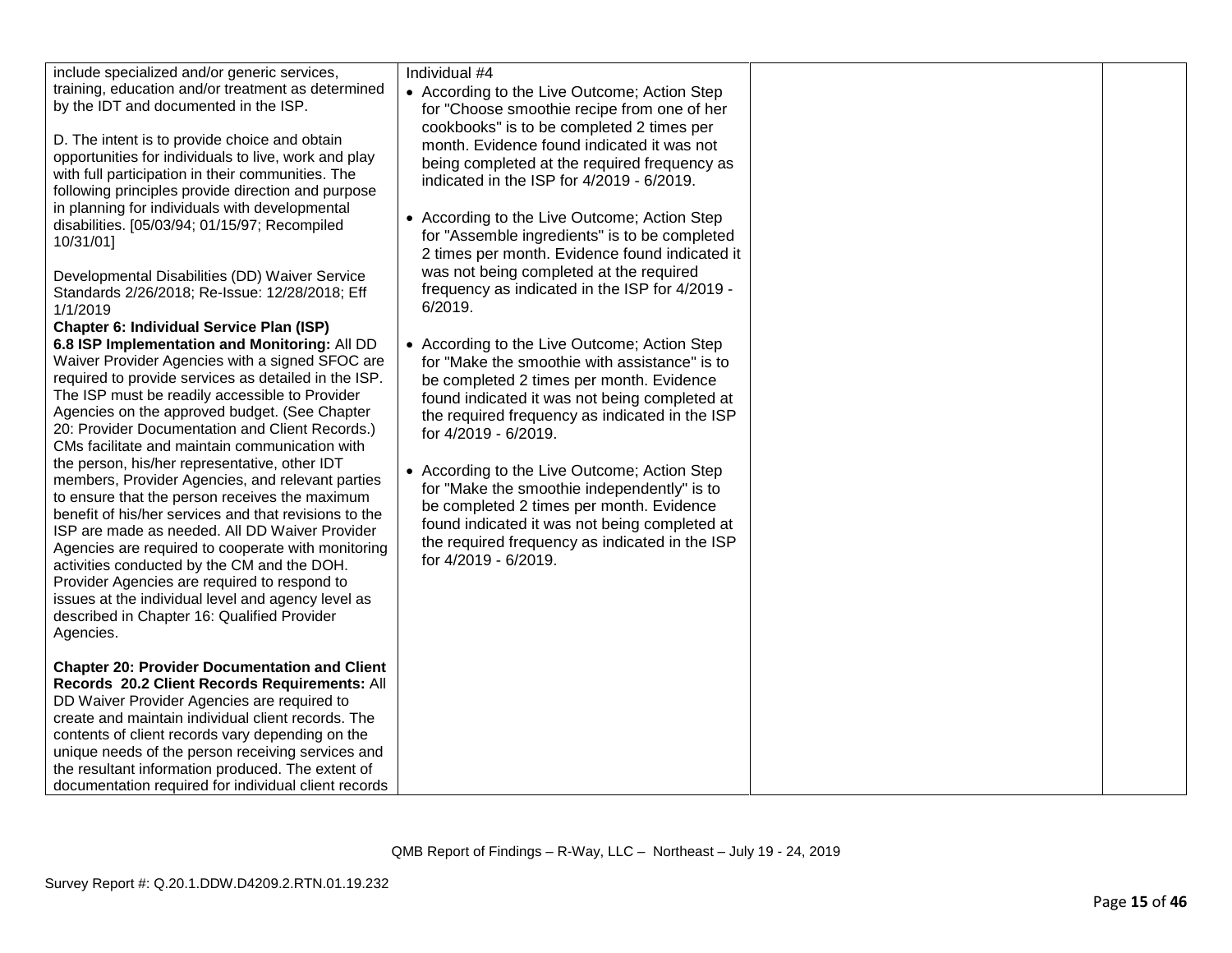| | | | |
|---|---|---|---|
| include specialized and/or generic services, training, education and/or treatment as determined by the IDT and documented in the ISP.<br><br>D. The intent is to provide choice and obtain opportunities for individuals to live, work and play with full participation in their communities. The following principles provide direction and purpose in planning for individuals with developmental disabilities. [05/03/94; 01/15/97; Recompiled 10/31/01]<br><br>Developmental Disabilities (DD) Waiver Service Standards 2/26/2018; Re-Issue: 12/28/2018; Eff 1/1/2019<br>**Chapter 6: Individual Service Plan (ISP)**<br>**6.8 ISP Implementation and Monitoring:** All DD Waiver Provider Agencies with a signed SFOC are required to provide services as detailed in the ISP. The ISP must be readily accessible to Provider Agencies on the approved budget. (See Chapter 20: Provider Documentation and Client Records.) CMs facilitate and maintain communication with the person, his/her representative, other IDT members, Provider Agencies, and relevant parties to ensure that the person receives the maximum benefit of his/her services and that revisions to the ISP are made as needed. All DD Waiver Provider Agencies are required to cooperate with monitoring activities conducted by the CM and the DOH. Provider Agencies are required to respond to issues at the individual level and agency level as described in Chapter 16: Qualified Provider Agencies.<br><br>**Chapter 20: Provider Documentation and Client Records 20.2 Client Records Requirements:** All DD Waiver Provider Agencies are required to create and maintain individual client records. The contents of client records vary depending on the unique needs of the person receiving services and the resultant information produced. The extent of documentation required for individual client records | Individual #4<br>• According to the Live Outcome; Action Step for "Choose smoothie recipe from one of her cookbooks" is to be completed 2 times per month. Evidence found indicated it was not being completed at the required frequency as indicated in the ISP for 4/2019 - 6/2019.<br><br>• According to the Live Outcome; Action Step for "Assemble ingredients" is to be completed 2 times per month. Evidence found indicated it was not being completed at the required frequency as indicated in the ISP for 4/2019 - 6/2019.<br><br>• According to the Live Outcome; Action Step for "Make the smoothie with assistance" is to be completed 2 times per month. Evidence found indicated it was not being completed at the required frequency as indicated in the ISP for 4/2019 - 6/2019.<br><br>• According to the Live Outcome; Action Step for "Make the smoothie independently" is to be completed 2 times per month. Evidence found indicated it was not being completed at the required frequency as indicated in the ISP for 4/2019 - 6/2019. | | |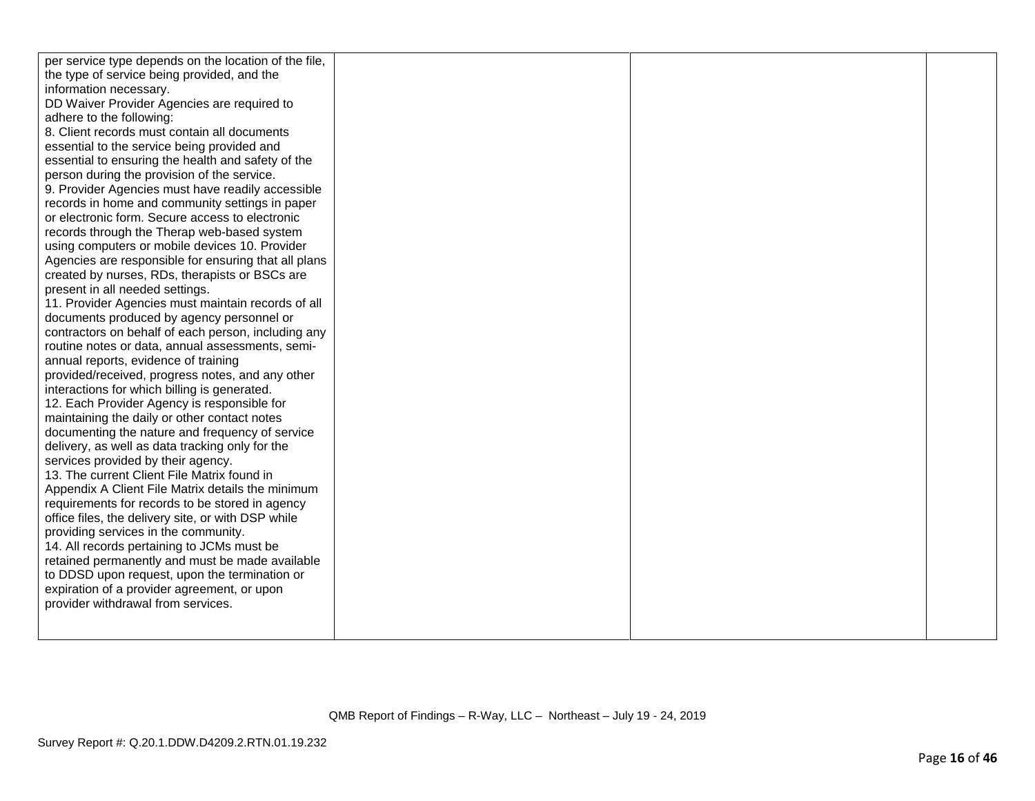| | | | |
|---|---|---|---|
| per service type depends on the location of the file, the type of service being provided, and the information necessary.<br>DD Waiver Provider Agencies are required to adhere to the following:<br>8. Client records must contain all documents essential to the service being provided and essential to ensuring the health and safety of the person during the provision of the service.<br>9. Provider Agencies must have readily accessible records in home and community settings in paper or electronic form. Secure access to electronic records through the Therap web-based system using computers or mobile devices 10. Provider Agencies are responsible for ensuring that all plans created by nurses, RDs, therapists or BSCs are present in all needed settings.<br>11. Provider Agencies must maintain records of all documents produced by agency personnel or contractors on behalf of each person, including any routine notes or data, annual assessments, semi-annual reports, evidence of training provided/received, progress notes, and any other interactions for which billing is generated.<br>12. Each Provider Agency is responsible for maintaining the daily or other contact notes documenting the nature and frequency of service delivery, as well as data tracking only for the services provided by their agency.<br>13. The current Client File Matrix found in Appendix A Client File Matrix details the minimum requirements for records to be stored in agency office files, the delivery site, or with DSP while providing services in the community.<br>14. All records pertaining to JCMs must be retained permanently and must be made available to DDSD upon request, upon the termination or expiration of a provider agreement, or upon provider withdrawal from services. | | | |

QMB Report of Findings – R-Way, LLC – Northeast – July 19 - 24, 2019

Survey Report #: Q.20.1.DDW.D4209.2.RTN.01.19.232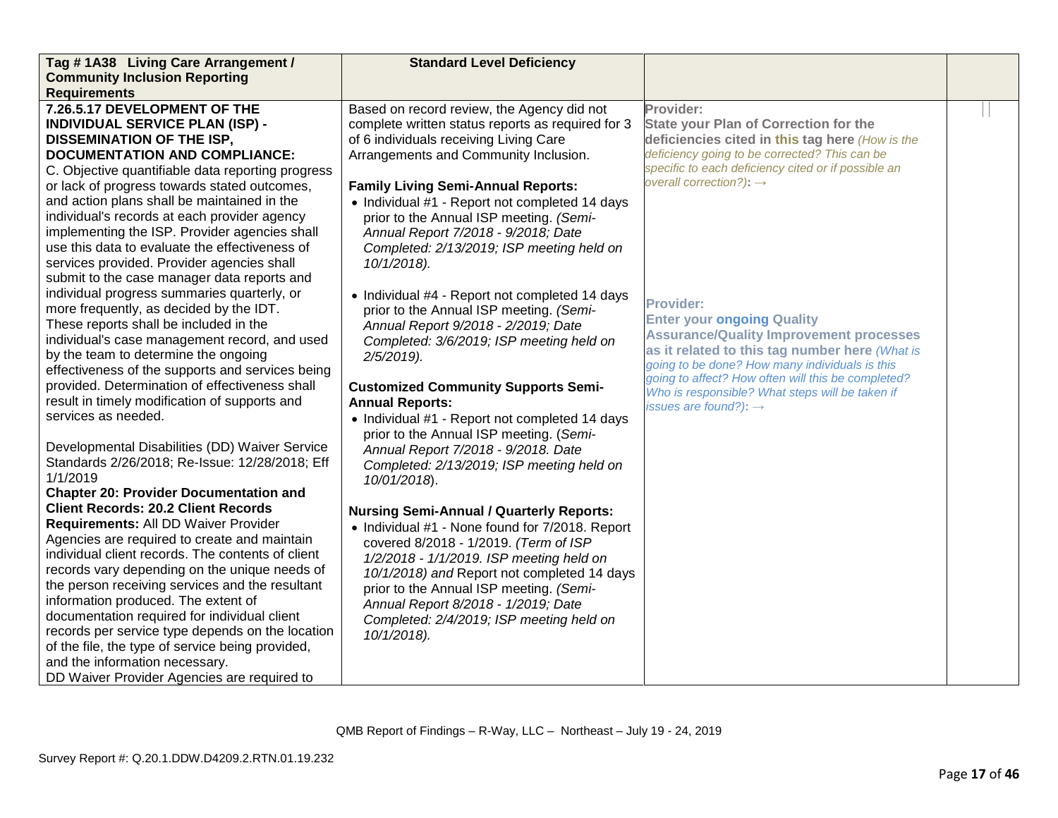| Tag # 1A38 Living Care Arrangement / Community Inclusion Reporting Requirements | Standard Level Deficiency | | |
|---|---|---|---|
| **7.26.5.17 DEVELOPMENT OF THE INDIVIDUAL SERVICE PLAN (ISP) - DISSEMINATION OF THE ISP, DOCUMENTATION AND COMPLIANCE:**<br>C. Objective quantifiable data reporting progress or lack of progress towards stated outcomes, and action plans shall be maintained in the individual's records at each provider agency implementing the ISP. Provider agencies shall use this data to evaluate the effectiveness of services provided. Provider agencies shall submit to the case manager data reports and individual progress summaries quarterly, or more frequently, as decided by the IDT. These reports shall be included in the individual's case management record, and used by the team to determine the ongoing effectiveness of the supports and services being provided. Determination of effectiveness shall result in timely modification of supports and services as needed.<br><br>Developmental Disabilities (DD) Waiver Service Standards 2/26/2018; Re-Issue: 12/28/2018; Eff 1/1/2019<br>**Chapter 20: Provider Documentation and Client Records: 20.2 Client Records Requirements:** All DD Waiver Provider Agencies are required to create and maintain individual client records. The contents of client records vary depending on the unique needs of the person receiving services and the resultant information produced. The extent of documentation required for individual client records per service type depends on the location of the file, the type of service being provided, and the information necessary.<br>DD Waiver Provider Agencies are required to | Based on record review, the Agency did not complete written status reports as required for 3 of 6 individuals receiving Living Care Arrangements and Community Inclusion.<br><br>**Family Living Semi-Annual Reports:**<br>• Individual #1 - Report not completed 14 days prior to the Annual ISP meeting. *(Semi-Annual Report 7/2018 - 9/2018; Date Completed: 2/13/2019; ISP meeting held on 10/1/2018).*<br><br>• Individual #4 - Report not completed 14 days prior to the Annual ISP meeting. *(Semi-Annual Report 9/2018 - 2/2019; Date Completed: 3/6/2019; ISP meeting held on 2/5/2019).*<br><br>**Customized Community Supports Semi-Annual Reports:**<br>• Individual #1 - Report not completed 14 days prior to the Annual ISP meeting. (*Semi-Annual Report 7/2018 - 9/2018. Date Completed: 2/13/2019; ISP meeting held on 10/01/2018*).<br><br>**Nursing Semi-Annual / Quarterly Reports:**<br>• Individual #1 - None found for 7/2018. Report covered 8/2018 - 1/2019. *(Term of ISP 1/2/2018 - 1/1/2019. ISP meeting held on 10/1/2018) and* Report not completed 14 days prior to the Annual ISP meeting. *(Semi-Annual Report 8/2018 - 1/2019; Date Completed: 2/4/2019; ISP meeting held on 10/1/2018).* | **Provider:**<br>**State your Plan of Correction for the deficiencies cited in this tag here** *(How is the deficiency going to be corrected? This can be specific to each deficiency cited or if possible an overall correction?):* →<br><br>**Provider:**<br>**Enter your ongoing Quality Assurance/Quality Improvement processes as it related to this tag number here** *(What is going to be done? How many individuals is this going to affect? How often will this be completed? Who is responsible? What steps will be taken if issues are found?):* → | |

QMB Report of Findings – R-Way, LLC – Northeast – July 19 - 24, 2019

Survey Report #: Q.20.1.DDW.D4209.2.RTN.01.19.232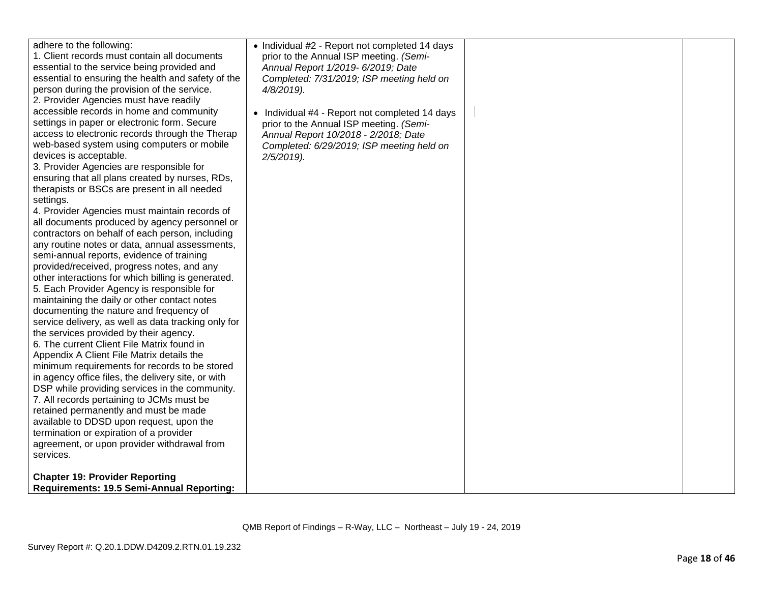| | | | |
|---|---|---|---|
| adhere to the following:<br>1. Client records must contain all documents essential to the service being provided and essential to ensuring the health and safety of the person during the provision of the service.<br>2. Provider Agencies must have readily accessible records in home and community settings in paper or electronic form. Secure access to electronic records through the Therap web-based system using computers or mobile devices is acceptable.<br>3. Provider Agencies are responsible for ensuring that all plans created by nurses, RDs, therapists or BSCs are present in all needed settings.<br>4. Provider Agencies must maintain records of all documents produced by agency personnel or contractors on behalf of each person, including any routine notes or data, annual assessments, semi-annual reports, evidence of training provided/received, progress notes, and any other interactions for which billing is generated.<br>5. Each Provider Agency is responsible for maintaining the daily or other contact notes documenting the nature and frequency of service delivery, as well as data tracking only for the services provided by their agency.<br>6. The current Client File Matrix found in Appendix A Client File Matrix details the minimum requirements for records to be stored in agency office files, the delivery site, or with DSP while providing services in the community.<br>7. All records pertaining to JCMs must be retained permanently and must be made available to DDSD upon request, upon the termination or expiration of a provider agreement, or upon provider withdrawal from services.<br><br>**Chapter 19: Provider Reporting Requirements: 19.5 Semi-Annual Reporting:** | • Individual #2 - Report not completed 14 days prior to the Annual ISP meeting. *(Semi-Annual Report 1/2019- 6/2019; Date Completed: 7/31/2019; ISP meeting held on 4/8/2019).*<br><br>• Individual #4 - Report not completed 14 days prior to the Annual ISP meeting. *(Semi-Annual Report 10/2018 - 2/2018; Date Completed: 6/29/2019; ISP meeting held on 2/5/2019).* | | |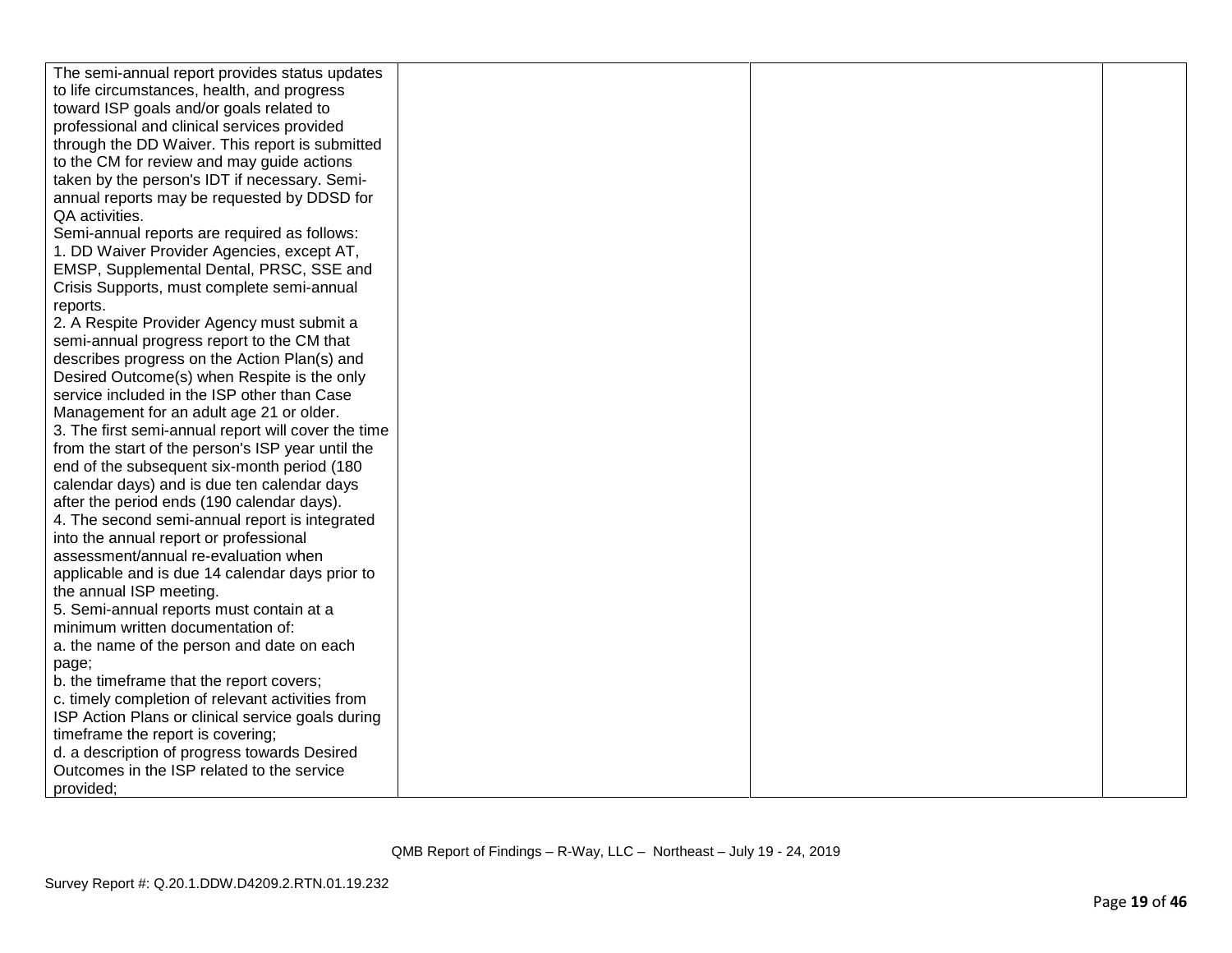| | | | |
|---|---|---|---|
| The semi-annual report provides status updates to life circumstances, health, and progress toward ISP goals and/or goals related to professional and clinical services provided through the DD Waiver. This report is submitted to the CM for review and may guide actions taken by the person's IDT if necessary. Semi-annual reports may be requested by DDSD for QA activities.<br>Semi-annual reports are required as follows:<br>1. DD Waiver Provider Agencies, except AT, EMSP, Supplemental Dental, PRSC, SSE and Crisis Supports, must complete semi-annual reports.<br>2. A Respite Provider Agency must submit a semi-annual progress report to the CM that describes progress on the Action Plan(s) and Desired Outcome(s) when Respite is the only service included in the ISP other than Case Management for an adult age 21 or older.<br>3. The first semi-annual report will cover the time from the start of the person's ISP year until the end of the subsequent six-month period (180 calendar days) and is due ten calendar days after the period ends (190 calendar days).<br>4. The second semi-annual report is integrated into the annual report or professional assessment/annual re-evaluation when applicable and is due 14 calendar days prior to the annual ISP meeting.<br>5. Semi-annual reports must contain at a minimum written documentation of:<br>a. the name of the person and date on each page;<br>b. the timeframe that the report covers;<br>c. timely completion of relevant activities from ISP Action Plans or clinical service goals during timeframe the report is covering;<br>d. a description of progress towards Desired Outcomes in the ISP related to the service provided; | | | |

QMB Report of Findings – R-Way, LLC – Northeast – July 19 - 24, 2019

Survey Report #: Q.20.1.DDW.D4209.2.RTN.01.19.232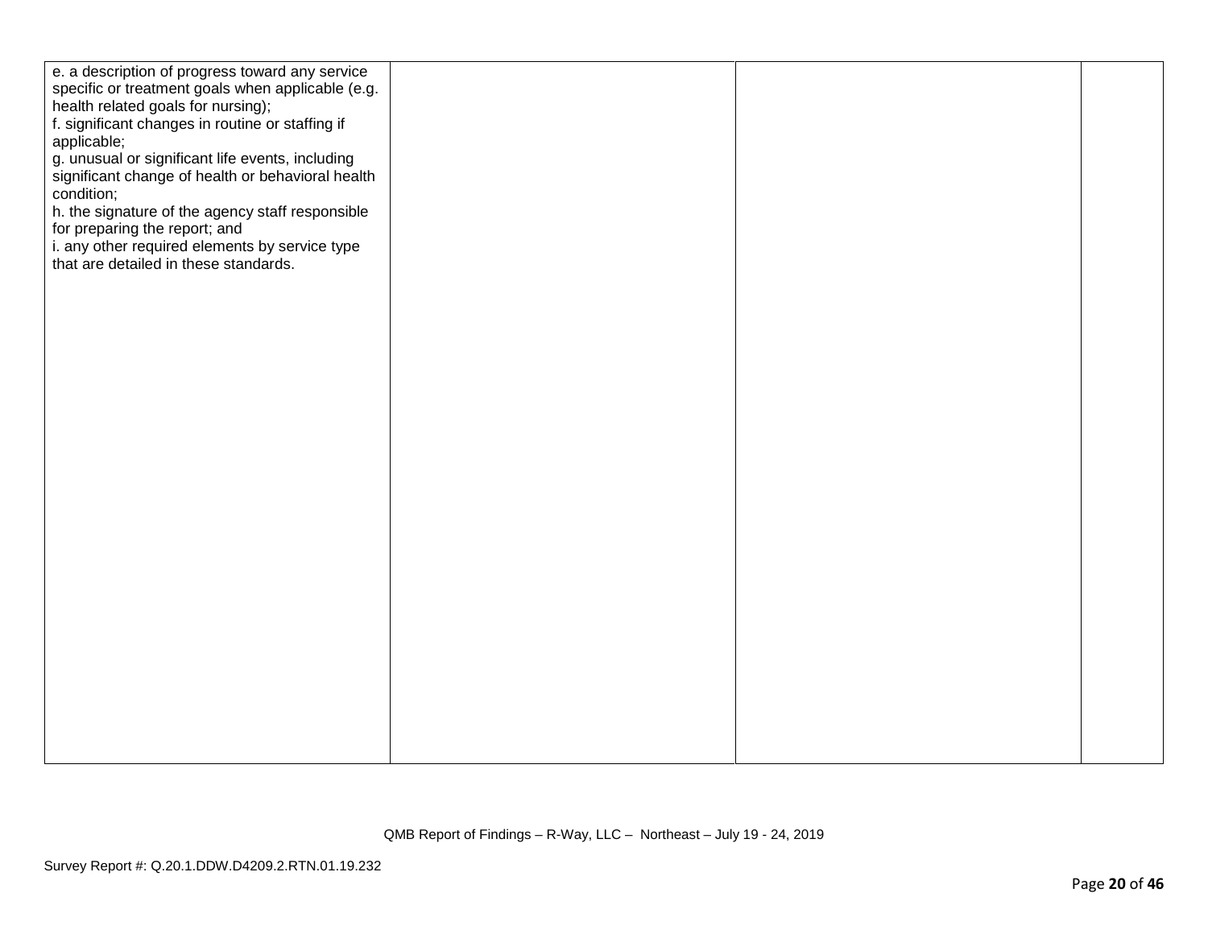| | | | |
|---|---|---|---|
| e. a description of progress toward any service specific or treatment goals when applicable (e.g. health related goals for nursing);<br>f. significant changes in routine or staffing if applicable;<br>g. unusual or significant life events, including significant change of health or behavioral health condition;<br>h. the signature of the agency staff responsible for preparing the report; and<br>i. any other required elements by service type that are detailed in these standards. | | | |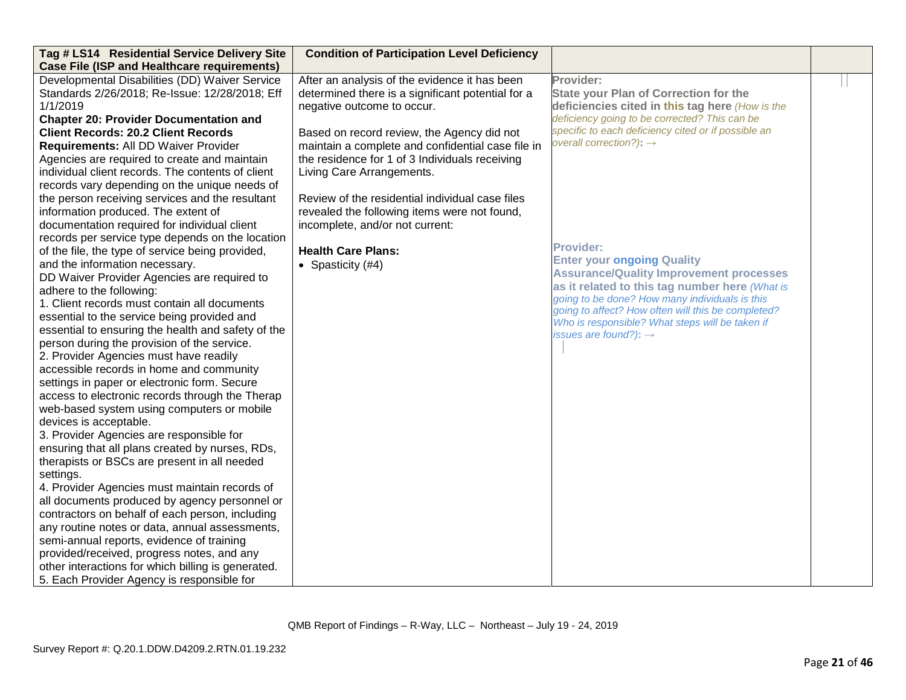| Tag # LS14 Residential Service Delivery Site Case File (ISP and Healthcare requirements) | Condition of Participation Level Deficiency | | |
|---|---|---|---|
| Developmental Disabilities (DD) Waiver Service Standards 2/26/2018; Re-Issue: 12/28/2018; Eff 1/1/2019<br>**Chapter 20: Provider Documentation and Client Records: 20.2 Client Records Requirements:** All DD Waiver Provider Agencies are required to create and maintain individual client records. The contents of client records vary depending on the unique needs of the person receiving services and the resultant information produced. The extent of documentation required for individual client records per service type depends on the location of the file, the type of service being provided, and the information necessary.<br>DD Waiver Provider Agencies are required to adhere to the following:<br>1. Client records must contain all documents essential to the service being provided and essential to ensuring the health and safety of the person during the provision of the service.<br>2. Provider Agencies must have readily accessible records in home and community settings in paper or electronic form. Secure access to electronic records through the Therap web-based system using computers or mobile devices is acceptable.<br>3. Provider Agencies are responsible for ensuring that all plans created by nurses, RDs, therapists or BSCs are present in all needed settings.<br>4. Provider Agencies must maintain records of all documents produced by agency personnel or contractors on behalf of each person, including any routine notes or data, annual assessments, semi-annual reports, evidence of training provided/received, progress notes, and any other interactions for which billing is generated.<br>5. Each Provider Agency is responsible for | After an analysis of the evidence it has been determined there is a significant potential for a negative outcome to occur.<br><br>Based on record review, the Agency did not maintain a complete and confidential case file in the residence for 1 of 3 Individuals receiving Living Care Arrangements.<br><br>Review of the residential individual case files revealed the following items were not found, incomplete, and/or not current:<br><br>**Health Care Plans:**<br>• Spasticity (#4) | **Provider:**<br>**State your Plan of Correction for the deficiencies cited in this tag here** *(How is the deficiency going to be corrected? This can be specific to each deficiency cited or if possible an overall correction?)*: →<br><br>**Provider:**<br>**Enter your ongoing Quality Assurance/Quality Improvement processes as it related to this tag number here** *(What is going to be done? How many individuals is this going to affect? How often will this be completed? Who is responsible? What steps will be taken if issues are found?)*: → | |

QMB Report of Findings – R-Way, LLC – Northeast – July 19 - 24, 2019

Survey Report #: Q.20.1.DDW.D4209.2.RTN.01.19.232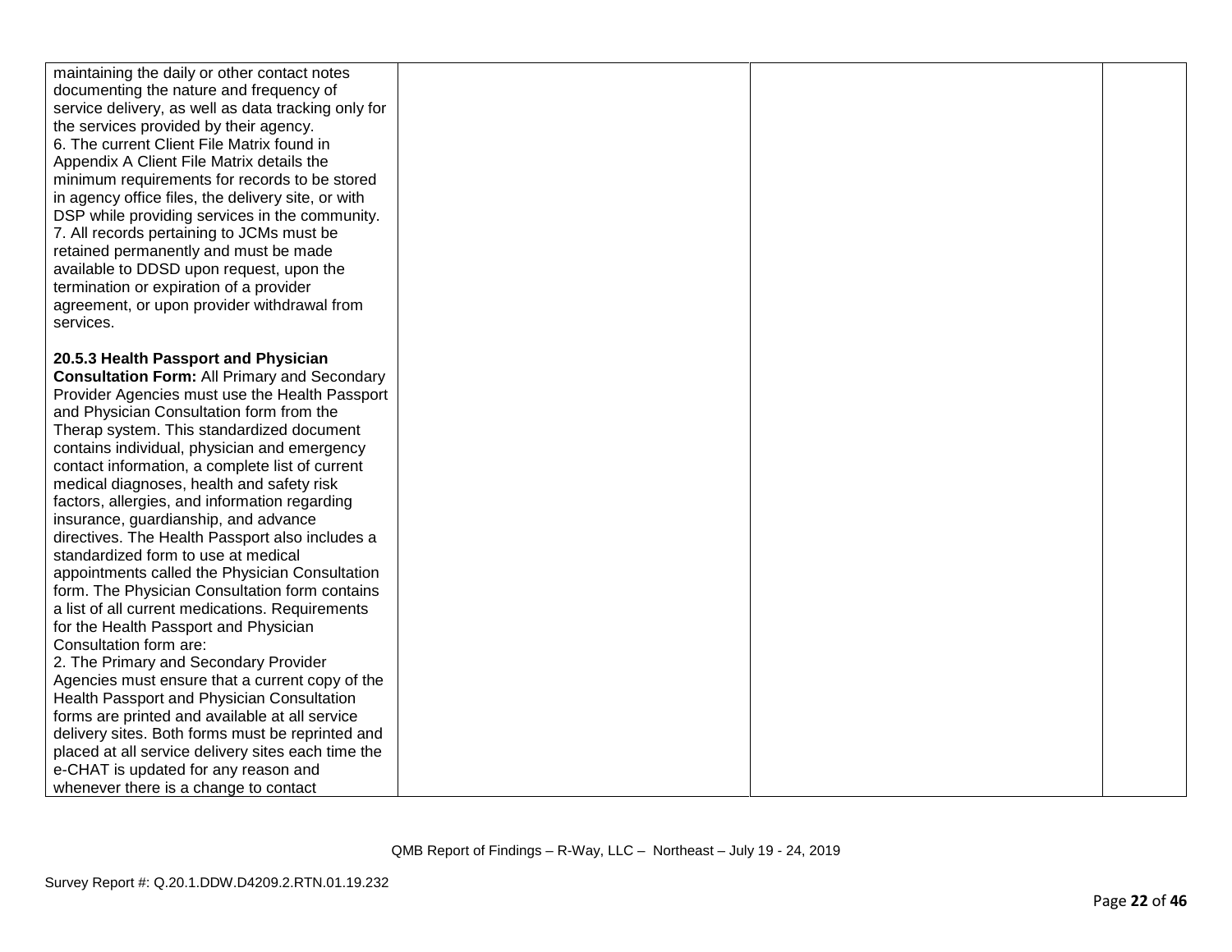| | | | |
|---|---|---|---|
| maintaining the daily or other contact notes documenting the nature and frequency of service delivery, as well as data tracking only for the services provided by their agency.<br>6. The current Client File Matrix found in Appendix A Client File Matrix details the minimum requirements for records to be stored in agency office files, the delivery site, or with DSP while providing services in the community.<br>7. All records pertaining to JCMs must be retained permanently and must be made available to DDSD upon request, upon the termination or expiration of a provider agreement, or upon provider withdrawal from services.<br><br>**20.5.3 Health Passport and Physician Consultation Form:** All Primary and Secondary Provider Agencies must use the Health Passport and Physician Consultation form from the Therap system. This standardized document contains individual, physician and emergency contact information, a complete list of current medical diagnoses, health and safety risk factors, allergies, and information regarding insurance, guardianship, and advance directives. The Health Passport also includes a standardized form to use at medical appointments called the Physician Consultation form. The Physician Consultation form contains a list of all current medications. Requirements for the Health Passport and Physician Consultation form are:<br>2. The Primary and Secondary Provider Agencies must ensure that a current copy of the Health Passport and Physician Consultation forms are printed and available at all service delivery sites. Both forms must be reprinted and placed at all service delivery sites each time the e-CHAT is updated for any reason and whenever there is a change to contact | | | |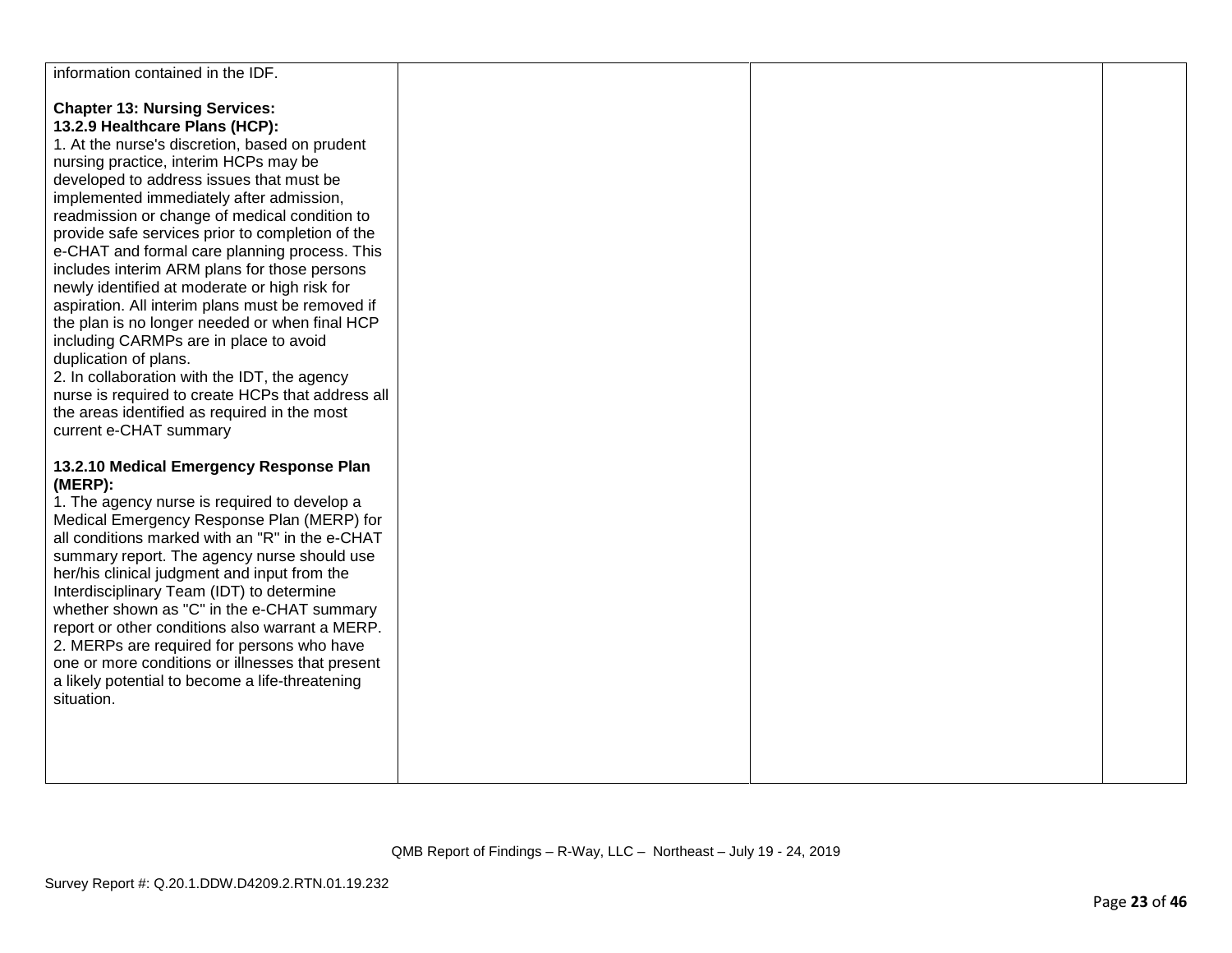| | | | |
|---|---|---|---|
| information contained in the IDF.<br><br>**Chapter 13: Nursing Services:**<br>**13.2.9 Healthcare Plans (HCP):**<br>1. At the nurse's discretion, based on prudent nursing practice, interim HCPs may be developed to address issues that must be implemented immediately after admission, readmission or change of medical condition to provide safe services prior to completion of the e-CHAT and formal care planning process. This includes interim ARM plans for those persons newly identified at moderate or high risk for aspiration. All interim plans must be removed if the plan is no longer needed or when final HCP including CARMPs are in place to avoid duplication of plans.<br>2. In collaboration with the IDT, the agency nurse is required to create HCPs that address all the areas identified as required in the most current e-CHAT summary<br><br>**13.2.10 Medical Emergency Response Plan (MERP):**<br>1. The agency nurse is required to develop a Medical Emergency Response Plan (MERP) for all conditions marked with an "R" in the e-CHAT summary report. The agency nurse should use her/his clinical judgment and input from the Interdisciplinary Team (IDT) to determine whether shown as "C" in the e-CHAT summary report or other conditions also warrant a MERP.<br>2. MERPs are required for persons who have one or more conditions or illnesses that present a likely potential to become a life-threatening situation. | | | |

QMB Report of Findings – R-Way, LLC – Northeast – July 19 - 24, 2019

Survey Report #: Q.20.1.DDW.D4209.2.RTN.01.19.232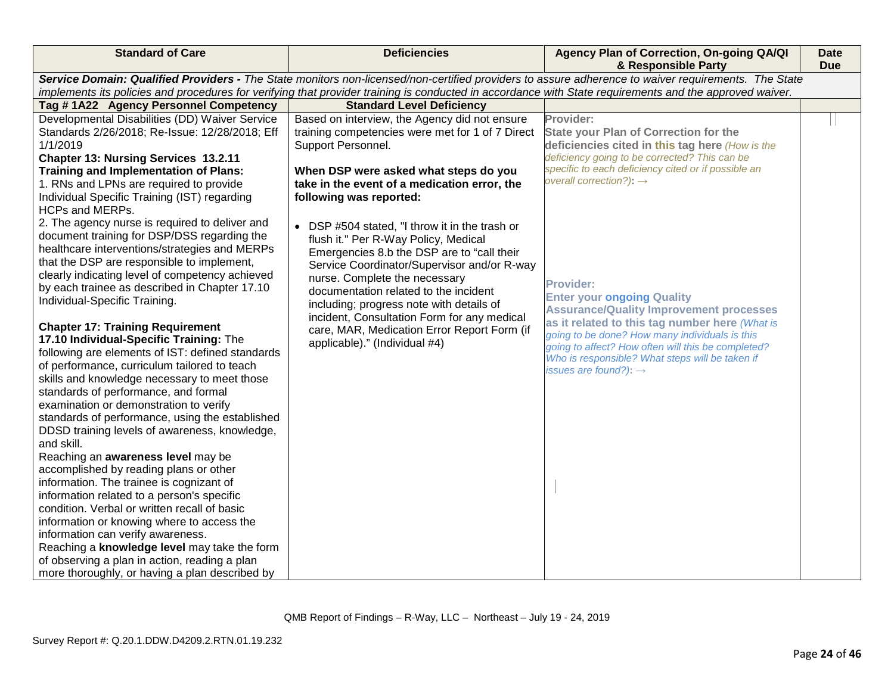| Standard of Care | Deficiencies | Agency Plan of Correction, On-going QA/QI & Responsible Party | Date Due |
|---|---|---|---|
| ***Service Domain: Qualified Providers -*** *The State monitors non-licensed/non-certified providers to assure adherence to waiver requirements. The State implements its policies and procedures for verifying that provider training is conducted in accordance with State requirements and the approved waiver.* | | | |
| **Tag # 1A22 Agency Personnel Competency** | **Standard Level Deficiency** | | |
| Developmental Disabilities (DD) Waiver Service Standards 2/26/2018; Re-Issue: 12/28/2018; Eff 1/1/2019<br>**Chapter 13: Nursing Services 13.2.11 Training and Implementation of Plans:**<br>1. RNs and LPNs are required to provide Individual Specific Training (IST) regarding HCPs and MERPs.<br>2. The agency nurse is required to deliver and document training for DSP/DSS regarding the healthcare interventions/strategies and MERPs that the DSP are responsible to implement, clearly indicating level of competency achieved by each trainee as described in Chapter 17.10 Individual-Specific Training.<br><br>**Chapter 17: Training Requirement 17.10 Individual-Specific Training:** The following are elements of IST: defined standards of performance, curriculum tailored to teach skills and knowledge necessary to meet those standards of performance, and formal examination or demonstration to verify standards of performance, using the established DDSD training levels of awareness, knowledge, and skill.<br>Reaching an **awareness level** may be accomplished by reading plans or other information. The trainee is cognizant of information related to a person's specific condition. Verbal or written recall of basic information or knowing where to access the information can verify awareness.<br>Reaching a **knowledge level** may take the form of observing a plan in action, reading a plan more thoroughly, or having a plan described by | Based on interview, the Agency did not ensure training competencies were met for 1 of 7 Direct Support Personnel.<br><br>**When DSP were asked what steps do you take in the event of a medication error, the following was reported:**<br><br>• DSP #504 stated, "I throw it in the trash or flush it." Per R-Way Policy, Medical Emergencies 8.b the DSP are to "call their Service Coordinator/Supervisor and/or R-way nurse. Complete the necessary documentation related to the incident including; progress note with details of incident, Consultation Form for any medical care, MAR, Medication Error Report Form (if applicable)." (Individual #4) | **Provider:**<br>**State your Plan of Correction for the deficiencies cited in this tag here** *(How is the deficiency going to be corrected? This can be specific to each deficiency cited or if possible an overall correction?)*: →<br><br>**Provider:**<br>**Enter your ongoing Quality Assurance/Quality Improvement processes as it related to this tag number here** *(What is going to be done? How many individuals is this going to affect? How often will this be completed? Who is responsible? What steps will be taken if issues are found?)*: → | |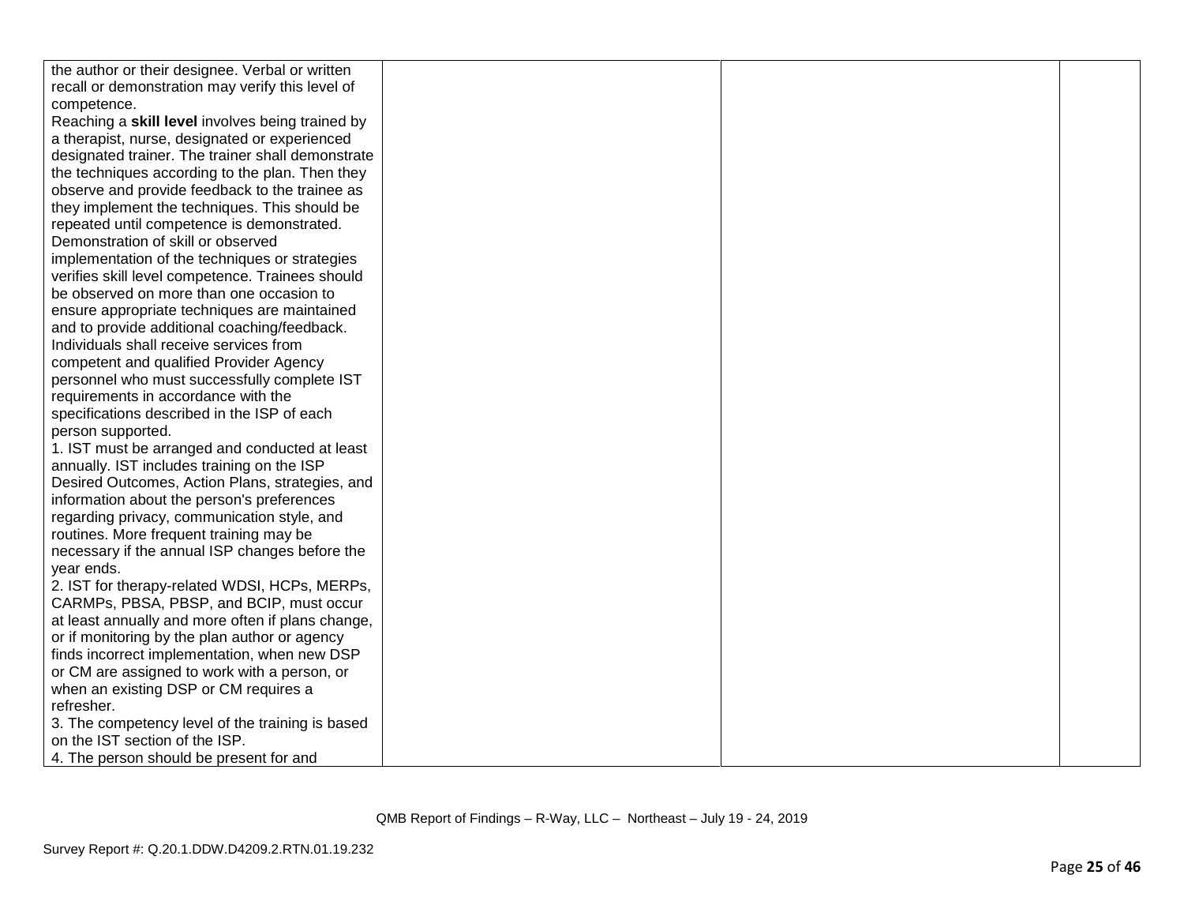| | | | |
|---|---|---|---|
| the author or their designee. Verbal or written recall or demonstration may verify this level of competence.<br>Reaching a **skill level** involves being trained by a therapist, nurse, designated or experienced designated trainer. The trainer shall demonstrate the techniques according to the plan. Then they observe and provide feedback to the trainee as they implement the techniques. This should be repeated until competence is demonstrated. Demonstration of skill or observed implementation of the techniques or strategies verifies skill level competence. Trainees should be observed on more than one occasion to ensure appropriate techniques are maintained and to provide additional coaching/feedback.<br>Individuals shall receive services from competent and qualified Provider Agency personnel who must successfully complete IST requirements in accordance with the specifications described in the ISP of each person supported.<br>1. IST must be arranged and conducted at least annually. IST includes training on the ISP Desired Outcomes, Action Plans, strategies, and information about the person's preferences regarding privacy, communication style, and routines. More frequent training may be necessary if the annual ISP changes before the year ends.<br>2. IST for therapy-related WDSI, HCPs, MERPs, CARMPs, PBSA, PBSP, and BCIP, must occur at least annually and more often if plans change, or if monitoring by the plan author or agency finds incorrect implementation, when new DSP or CM are assigned to work with a person, or when an existing DSP or CM requires a refresher.<br>3. The competency level of the training is based on the IST section of the ISP.<br>4. The person should be present for and | | | |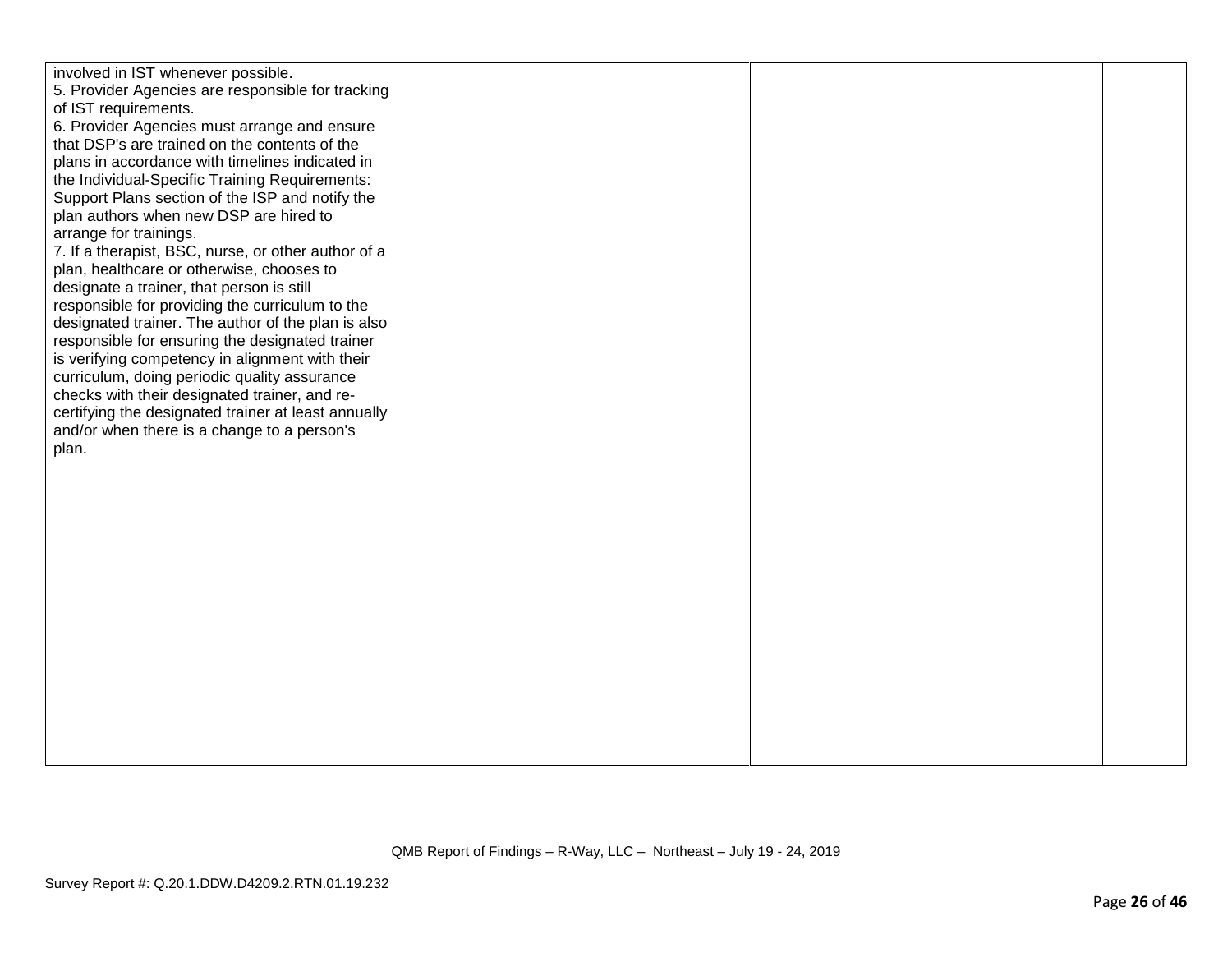| | | | |
|---|---|---|---|
| involved in IST whenever possible.<br>5. Provider Agencies are responsible for tracking of IST requirements.<br>6. Provider Agencies must arrange and ensure that DSP's are trained on the contents of the plans in accordance with timelines indicated in the Individual-Specific Training Requirements: Support Plans section of the ISP and notify the plan authors when new DSP are hired to arrange for trainings.<br>7. If a therapist, BSC, nurse, or other author of a plan, healthcare or otherwise, chooses to designate a trainer, that person is still responsible for providing the curriculum to the designated trainer. The author of the plan is also responsible for ensuring the designated trainer is verifying competency in alignment with their curriculum, doing periodic quality assurance checks with their designated trainer, and re-certifying the designated trainer at least annually and/or when there is a change to a person's plan. | | | |

QMB Report of Findings – R-Way, LLC – Northeast – July 19 - 24, 2019

Survey Report #: Q.20.1.DDW.D4209.2.RTN.01.19.232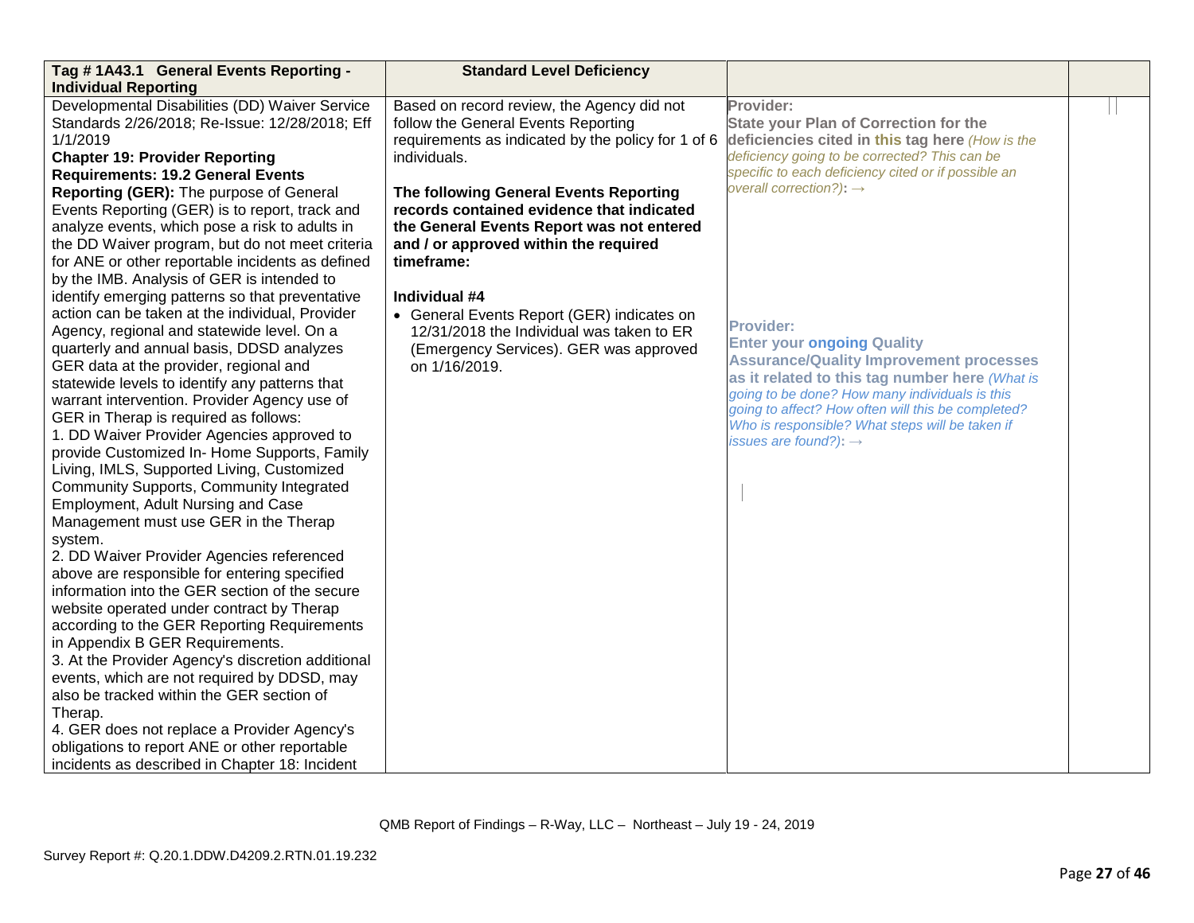| Tag # 1A43.1 General Events Reporting - Individual Reporting | Standard Level Deficiency | | |
|---|---|---|---|
| Developmental Disabilities (DD) Waiver Service Standards 2/26/2018; Re-Issue: 12/28/2018; Eff 1/1/2019<br>**Chapter 19: Provider Reporting Requirements: 19.2 General Events Reporting (GER):** The purpose of General Events Reporting (GER) is to report, track and analyze events, which pose a risk to adults in the DD Waiver program, but do not meet criteria for ANE or other reportable incidents as defined by the IMB. Analysis of GER is intended to identify emerging patterns so that preventative action can be taken at the individual, Provider Agency, regional and statewide level. On a quarterly and annual basis, DDSD analyzes GER data at the provider, regional and statewide levels to identify any patterns that warrant intervention. Provider Agency use of GER in Therap is required as follows:<br>1. DD Waiver Provider Agencies approved to provide Customized In- Home Supports, Family Living, IMLS, Supported Living, Customized Community Supports, Community Integrated Employment, Adult Nursing and Case Management must use GER in the Therap system.<br>2. DD Waiver Provider Agencies referenced above are responsible for entering specified information into the GER section of the secure website operated under contract by Therap according to the GER Reporting Requirements in Appendix B GER Requirements.<br>3. At the Provider Agency's discretion additional events, which are not required by DDSD, may also be tracked within the GER section of Therap.<br>4. GER does not replace a Provider Agency's obligations to report ANE or other reportable incidents as described in Chapter 18: Incident | Based on record review, the Agency did not follow the General Events Reporting requirements as indicated by the policy for 1 of 6 individuals.<br><br>**The following General Events Reporting records contained evidence that indicated the General Events Report was not entered and / or approved within the required timeframe:**<br><br>**Individual #4**<br>• General Events Report (GER) indicates on 12/31/2018 the Individual was taken to ER (Emergency Services). GER was approved on 1/16/2019. | **Provider:**<br>**State your Plan of Correction for the deficiencies cited in this tag here** *(How is the deficiency going to be corrected? This can be specific to each deficiency cited or if possible an overall correction?)*: →<br><br><br><br>**Provider:**<br>**Enter your ongoing Quality Assurance/Quality Improvement processes as it related to this tag number here** *(What is going to be done? How many individuals is this going to affect? How often will this be completed? Who is responsible? What steps will be taken if issues are found?)*: → | |

QMB Report of Findings – R-Way, LLC – Northeast – July 19 - 24, 2019

Survey Report #: Q.20.1.DDW.D4209.2.RTN.01.19.232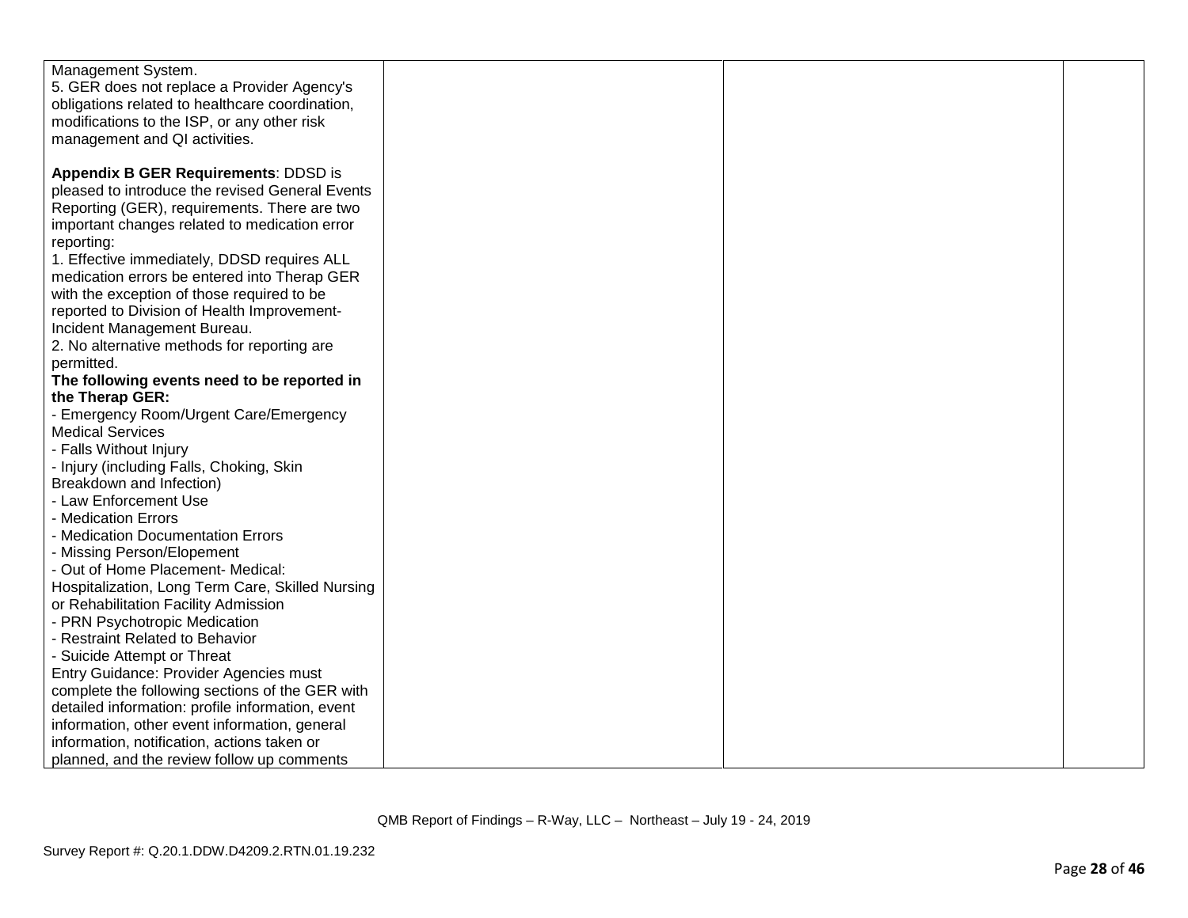| | | | |
|---|---|---|---|
| Management System.<br>5. GER does not replace a Provider Agency's obligations related to healthcare coordination, modifications to the ISP, or any other risk management and QI activities.<br><br>**Appendix B GER Requirements**: DDSD is pleased to introduce the revised General Events Reporting (GER), requirements. There are two important changes related to medication error reporting:<br>1. Effective immediately, DDSD requires ALL medication errors be entered into Therap GER with the exception of those required to be reported to Division of Health Improvement-Incident Management Bureau.<br>2. No alternative methods for reporting are permitted.<br>**The following events need to be reported in the Therap GER:**<br>- Emergency Room/Urgent Care/Emergency Medical Services<br>- Falls Without Injury<br>- Injury (including Falls, Choking, Skin Breakdown and Infection)<br>- Law Enforcement Use<br>- Medication Errors<br>- Medication Documentation Errors<br>- Missing Person/Elopement<br>- Out of Home Placement- Medical: Hospitalization, Long Term Care, Skilled Nursing or Rehabilitation Facility Admission<br>- PRN Psychotropic Medication<br>- Restraint Related to Behavior<br>- Suicide Attempt or Threat<br>Entry Guidance: Provider Agencies must complete the following sections of the GER with detailed information: profile information, event information, other event information, general information, notification, actions taken or planned, and the review follow up comments | | | |

QMB Report of Findings – R-Way, LLC – Northeast – July 19 - 24, 2019

Survey Report #: Q.20.1.DDW.D4209.2.RTN.01.19.232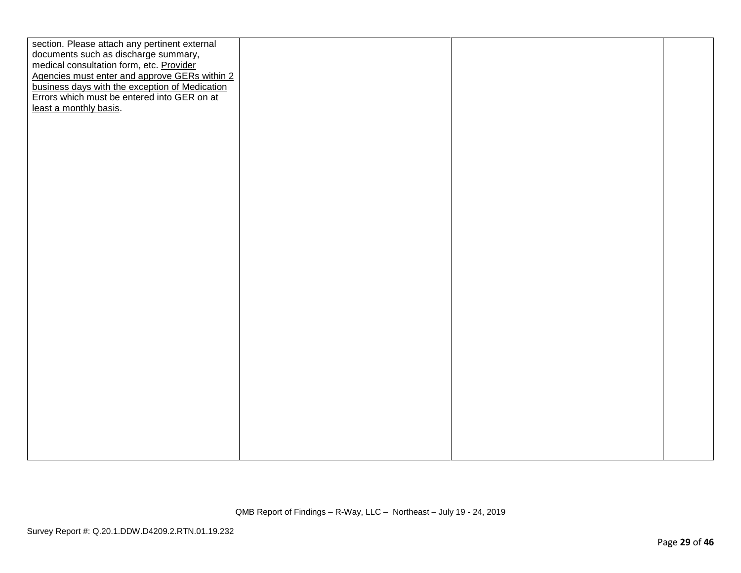| | | | |
|---|---|---|---|
| section. Please attach any pertinent external documents such as discharge summary, medical consultation form, etc. <u>Provider Agencies must enter and approve GERs within 2 business days with the exception of Medication Errors which must be entered into GER on at least a monthly basis</u>. | | | |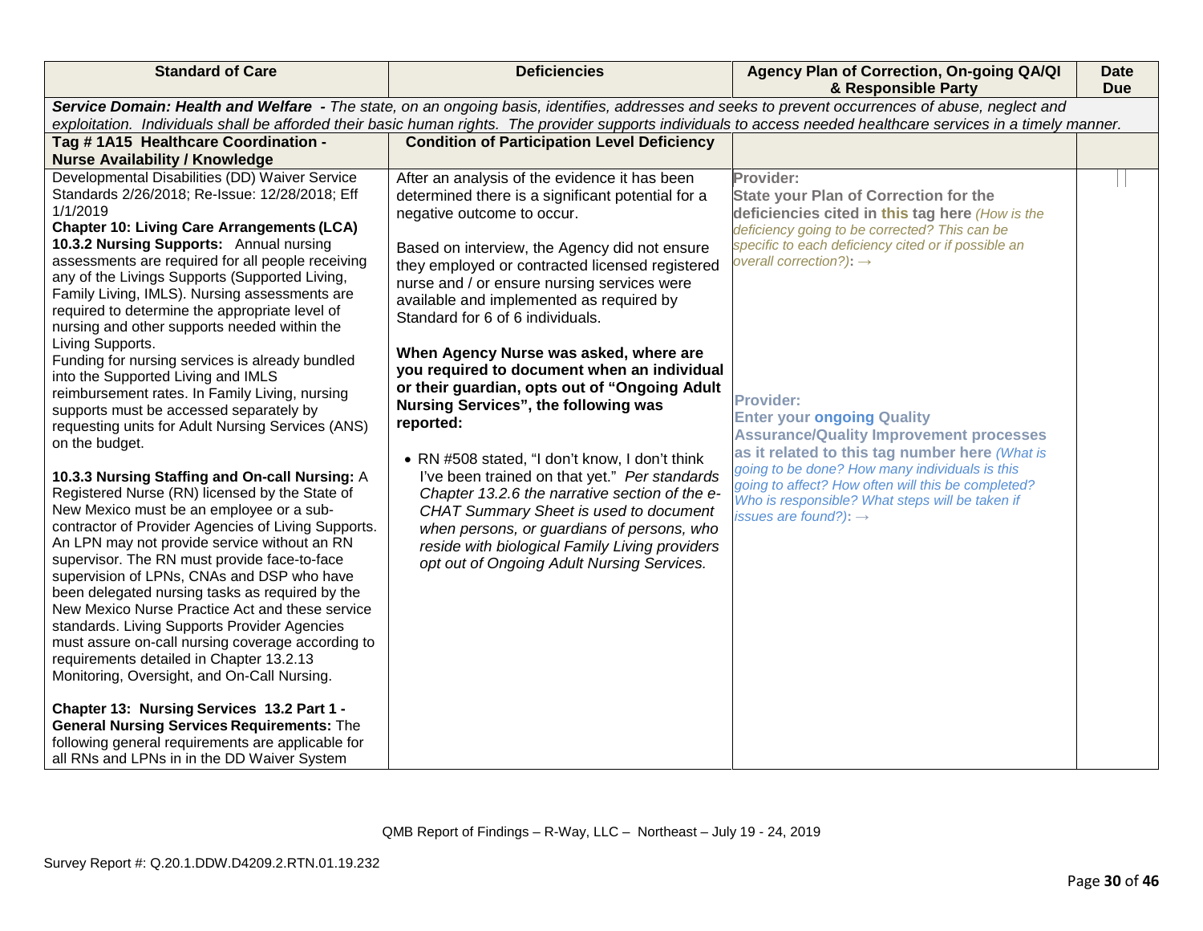| Standard of Care | Deficiencies | Agency Plan of Correction, On-going QA/QI & Responsible Party | Date Due |
|---|---|---|---|
| ***Service Domain: Health and Welfare** - The state, on an ongoing basis, identifies, addresses and seeks to prevent occurrences of abuse, neglect and exploitation. Individuals shall be afforded their basic human rights. The provider supports individuals to access needed healthcare services in a timely manner.* | | | |
| **Tag # 1A15 Healthcare Coordination - Nurse Availability / Knowledge** | **Condition of Participation Level Deficiency** | | |
| Developmental Disabilities (DD) Waiver Service Standards 2/26/2018; Re-Issue: 12/28/2018; Eff 1/1/2019<br>**Chapter 10: Living Care Arrangements (LCA)**<br>**10.3.2 Nursing Supports:** Annual nursing assessments are required for all people receiving any of the Livings Supports (Supported Living, Family Living, IMLS). Nursing assessments are required to determine the appropriate level of nursing and other supports needed within the Living Supports.<br>Funding for nursing services is already bundled into the Supported Living and IMLS reimbursement rates. In Family Living, nursing supports must be accessed separately by requesting units for Adult Nursing Services (ANS) on the budget.<br><br>**10.3.3 Nursing Staffing and On-call Nursing:** A Registered Nurse (RN) licensed by the State of New Mexico must be an employee or a sub-contractor of Provider Agencies of Living Supports. An LPN may not provide service without an RN supervisor. The RN must provide face-to-face supervision of LPNs, CNAs and DSP who have been delegated nursing tasks as required by the New Mexico Nurse Practice Act and these service standards. Living Supports Provider Agencies must assure on-call nursing coverage according to requirements detailed in Chapter 13.2.13 Monitoring, Oversight, and On-Call Nursing.<br><br>**Chapter 13: Nursing Services 13.2 Part 1 - General Nursing Services Requirements:** The following general requirements are applicable for all RNs and LPNs in in the DD Waiver System | After an analysis of the evidence it has been determined there is a significant potential for a negative outcome to occur.<br><br>Based on interview, the Agency did not ensure they employed or contracted licensed registered nurse and / or ensure nursing services were available and implemented as required by Standard for 6 of 6 individuals.<br><br>**When Agency Nurse was asked, where are you required to document when an individual or their guardian, opts out of "Ongoing Adult Nursing Services", the following was reported:**<br><br>• RN #508 stated, "I don't know, I don't think I've been trained on that yet." *Per standards Chapter 13.2.6 the narrative section of the e-CHAT Summary Sheet is used to document when persons, or guardians of persons, who reside with biological Family Living providers opt out of Ongoing Adult Nursing Services.* | **Provider:**<br>**State your Plan of Correction for the deficiencies cited in this tag here** *(How is the deficiency going to be corrected? This can be specific to each deficiency cited or if possible an overall correction?)*: →<br><br>**Provider:**<br>**Enter your ongoing Quality Assurance/Quality Improvement processes as it related to this tag number here** *(What is going to be done? How many individuals is this going to affect? How often will this be completed? Who is responsible? What steps will be taken if issues are found?)*: → | |

QMB Report of Findings – R-Way, LLC – Northeast – July 19 - 24, 2019

Survey Report #: Q.20.1.DDW.D4209.2.RTN.01.19.232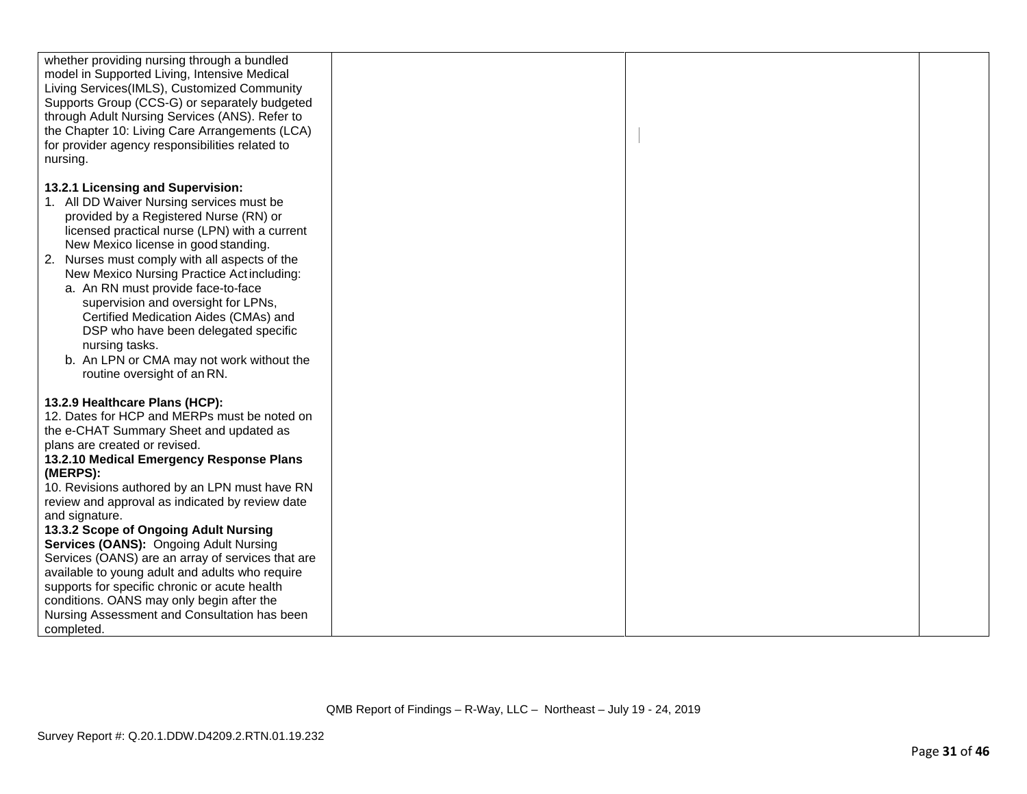| | | | |
|---|---|---|---|
| whether providing nursing through a bundled model in Supported Living, Intensive Medical Living Services(IMLS), Customized Community Supports Group (CCS-G) or separately budgeted through Adult Nursing Services (ANS). Refer to the Chapter 10: Living Care Arrangements (LCA) for provider agency responsibilities related to nursing.<br><br>**13.2.1 Licensing and Supervision:**<br>1. All DD Waiver Nursing services must be provided by a Registered Nurse (RN) or licensed practical nurse (LPN) with a current New Mexico license in good standing.<br>2. Nurses must comply with all aspects of the New Mexico Nursing Practice Act including:<br>a. An RN must provide face-to-face supervision and oversight for LPNs, Certified Medication Aides (CMAs) and DSP who have been delegated specific nursing tasks.<br>b. An LPN or CMA may not work without the routine oversight of an RN.<br><br>**13.2.9 Healthcare Plans (HCP):**<br>12. Dates for HCP and MERPs must be noted on the e-CHAT Summary Sheet and updated as plans are created or revised.<br>**13.2.10 Medical Emergency Response Plans (MERPS):**<br>10. Revisions authored by an LPN must have RN review and approval as indicated by review date and signature.<br>**13.3.2 Scope of Ongoing Adult Nursing Services (OANS):** Ongoing Adult Nursing Services (OANS) are an array of services that are available to young adult and adults who require supports for specific chronic or acute health conditions. OANS may only begin after the Nursing Assessment and Consultation has been completed. | | | |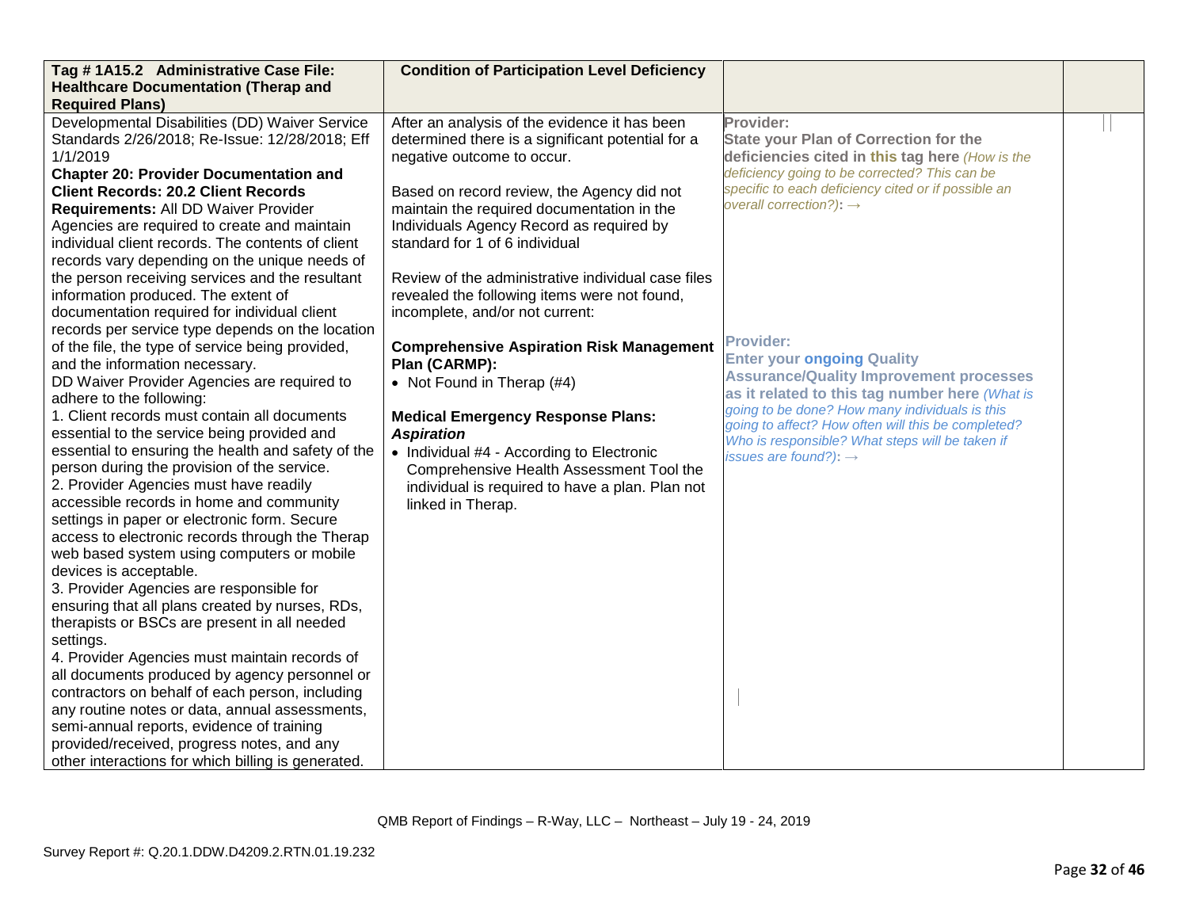| Tag # 1A15.2 Administrative Case File: Healthcare Documentation (Therap and Required Plans) | Condition of Participation Level Deficiency | | |
|---|---|---|---|
| Developmental Disabilities (DD) Waiver Service Standards 2/26/2018; Re-Issue: 12/28/2018; Eff 1/1/2019<br>**Chapter 20: Provider Documentation and Client Records: 20.2 Client Records Requirements:** All DD Waiver Provider Agencies are required to create and maintain individual client records. The contents of client records vary depending on the unique needs of the person receiving services and the resultant information produced. The extent of documentation required for individual client records per service type depends on the location of the file, the type of service being provided, and the information necessary.<br>DD Waiver Provider Agencies are required to adhere to the following:<br>1. Client records must contain all documents essential to the service being provided and essential to ensuring the health and safety of the person during the provision of the service.<br>2. Provider Agencies must have readily accessible records in home and community settings in paper or electronic form. Secure access to electronic records through the Therap web based system using computers or mobile devices is acceptable.<br>3. Provider Agencies are responsible for ensuring that all plans created by nurses, RDs, therapists or BSCs are present in all needed settings.<br>4. Provider Agencies must maintain records of all documents produced by agency personnel or contractors on behalf of each person, including any routine notes or data, annual assessments, semi-annual reports, evidence of training provided/received, progress notes, and any other interactions for which billing is generated. | After an analysis of the evidence it has been determined there is a significant potential for a negative outcome to occur.<br><br>Based on record review, the Agency did not maintain the required documentation in the Individuals Agency Record as required by standard for 1 of 6 individual<br><br>Review of the administrative individual case files revealed the following items were not found, incomplete, and/or not current:<br><br>**Comprehensive Aspiration Risk Management Plan (CARMP):**<br>• Not Found in Therap (#4)<br><br>**Medical Emergency Response Plans:**<br>***Aspiration***<br>• Individual #4 - According to Electronic Comprehensive Health Assessment Tool the individual is required to have a plan. Plan not linked in Therap. | **Provider:**<br>**State your Plan of Correction for the deficiencies cited in this tag here** *(How is the deficiency going to be corrected? This can be specific to each deficiency cited or if possible an overall correction?):* →<br><br>**Provider:**<br>**Enter your ongoing Quality Assurance/Quality Improvement processes as it related to this tag number here** *(What is going to be done? How many individuals is this going to affect? How often will this be completed? Who is responsible? What steps will be taken if issues are found?):* → | |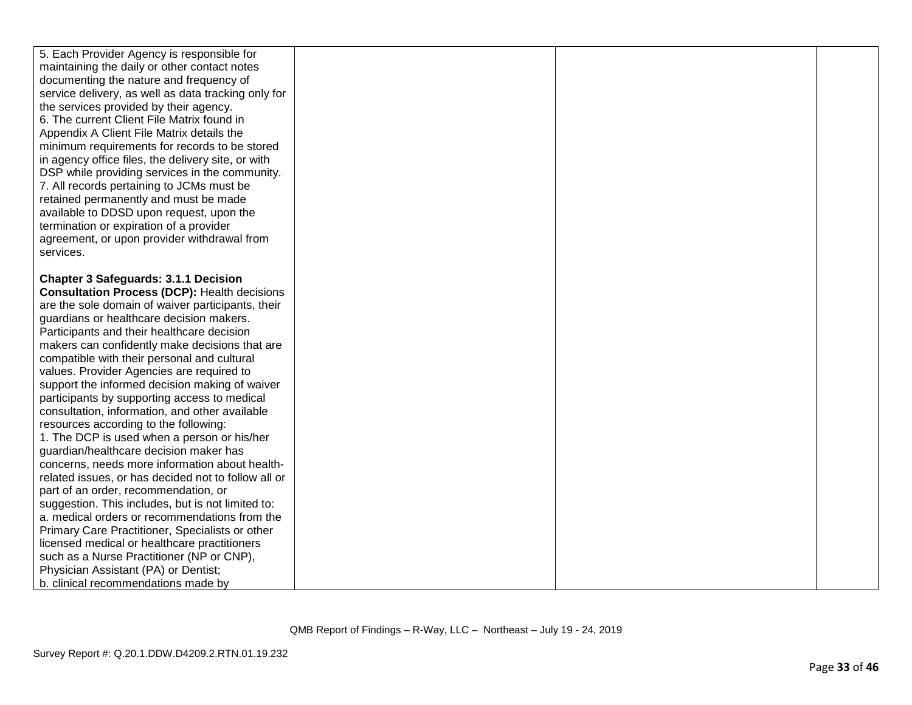| | | | |
|---|---|---|---|
| 5. Each Provider Agency is responsible for maintaining the daily or other contact notes documenting the nature and frequency of service delivery, as well as data tracking only for the services provided by their agency.<br>6. The current Client File Matrix found in Appendix A Client File Matrix details the minimum requirements for records to be stored in agency office files, the delivery site, or with DSP while providing services in the community.<br>7. All records pertaining to JCMs must be retained permanently and must be made available to DDSD upon request, upon the termination or expiration of a provider agreement, or upon provider withdrawal from services.<br><br>**Chapter 3 Safeguards: 3.1.1 Decision Consultation Process (DCP):** Health decisions are the sole domain of waiver participants, their guardians or healthcare decision makers. Participants and their healthcare decision makers can confidently make decisions that are compatible with their personal and cultural values. Provider Agencies are required to support the informed decision making of waiver participants by supporting access to medical consultation, information, and other available resources according to the following:<br>1. The DCP is used when a person or his/her guardian/healthcare decision maker has concerns, needs more information about health-related issues, or has decided not to follow all or part of an order, recommendation, or suggestion. This includes, but is not limited to:<br>a. medical orders or recommendations from the Primary Care Practitioner, Specialists or other licensed medical or healthcare practitioners such as a Nurse Practitioner (NP or CNP), Physician Assistant (PA) or Dentist;<br>b. clinical recommendations made by | | | |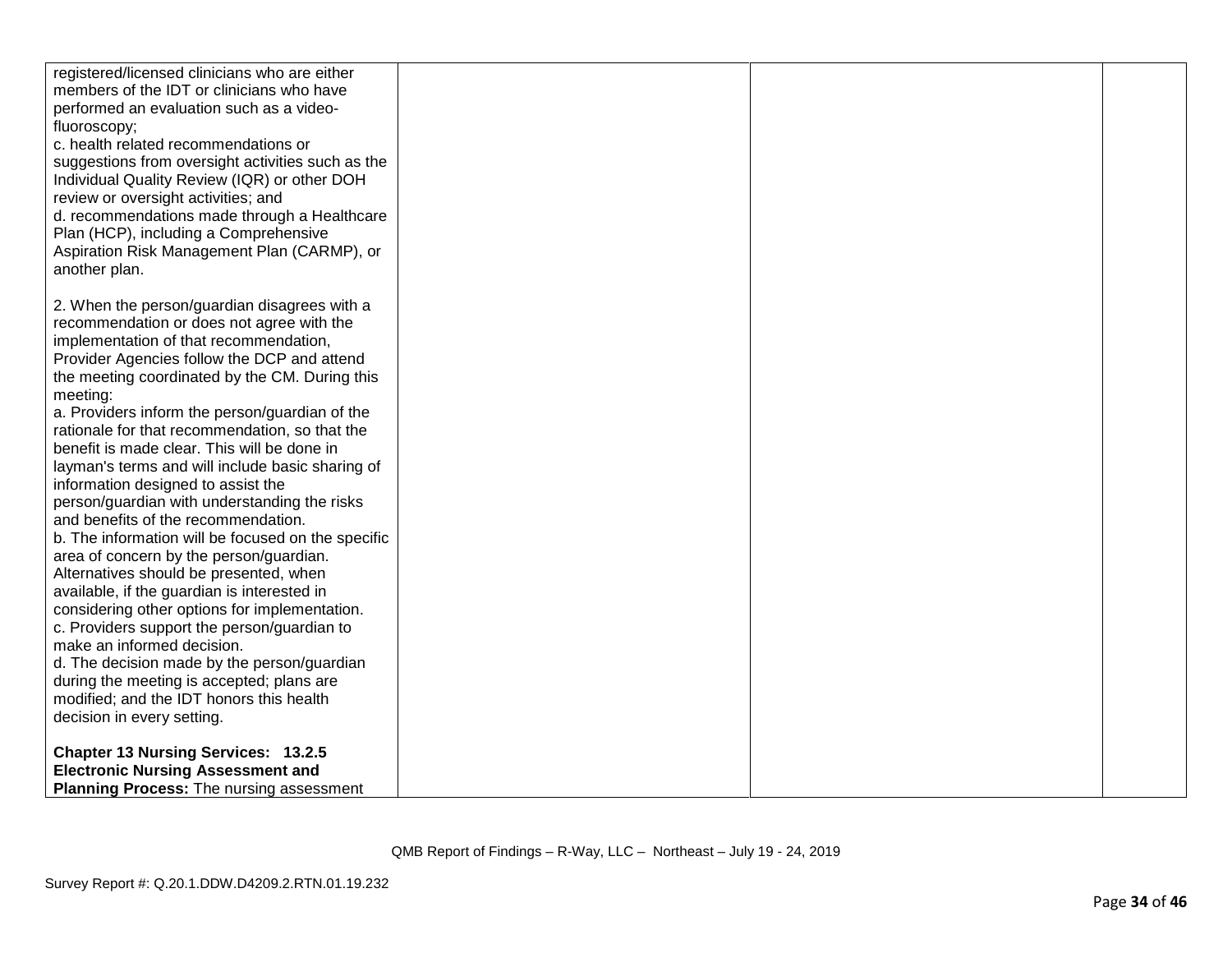| | | | |
|---|---|---|---|
| registered/licensed clinicians who are either members of the IDT or clinicians who have performed an evaluation such as a video-fluoroscopy;<br>c. health related recommendations or suggestions from oversight activities such as the Individual Quality Review (IQR) or other DOH review or oversight activities; and<br>d. recommendations made through a Healthcare Plan (HCP), including a Comprehensive Aspiration Risk Management Plan (CARMP), or another plan.<br><br>2. When the person/guardian disagrees with a recommendation or does not agree with the implementation of that recommendation, Provider Agencies follow the DCP and attend the meeting coordinated by the CM. During this meeting:<br>a. Providers inform the person/guardian of the rationale for that recommendation, so that the benefit is made clear. This will be done in layman's terms and will include basic sharing of information designed to assist the person/guardian with understanding the risks and benefits of the recommendation.<br>b. The information will be focused on the specific area of concern by the person/guardian. Alternatives should be presented, when available, if the guardian is interested in considering other options for implementation.<br>c. Providers support the person/guardian to make an informed decision.<br>d. The decision made by the person/guardian during the meeting is accepted; plans are modified; and the IDT honors this health decision in every setting.<br><br>**Chapter 13 Nursing Services: 13.2.5 Electronic Nursing Assessment and Planning Process:** The nursing assessment | | | |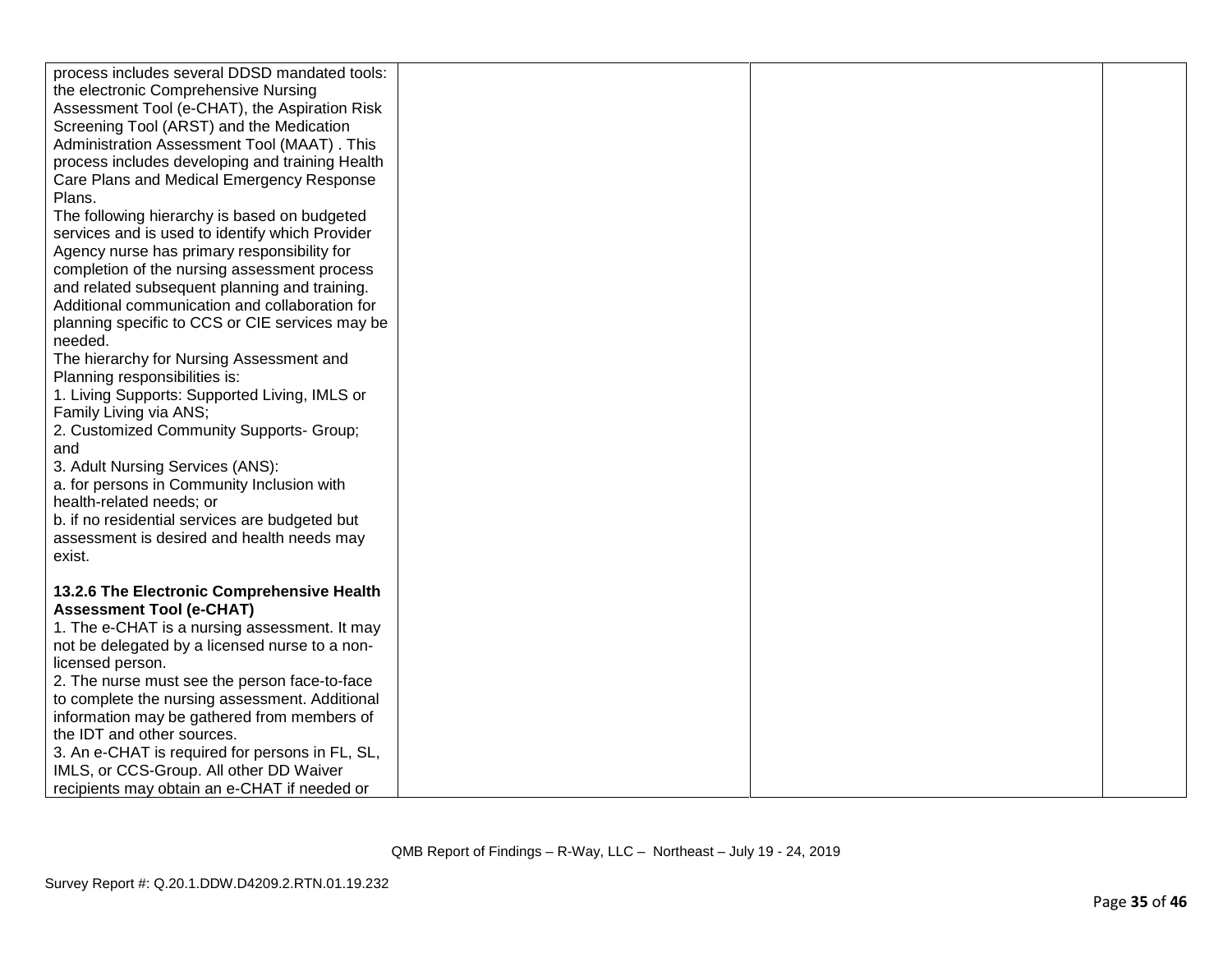| | | | |
|---|---|---|---|
| process includes several DDSD mandated tools: the electronic Comprehensive Nursing Assessment Tool (e-CHAT), the Aspiration Risk Screening Tool (ARST) and the Medication Administration Assessment Tool (MAAT) . This process includes developing and training Health Care Plans and Medical Emergency Response Plans.<br>The following hierarchy is based on budgeted services and is used to identify which Provider Agency nurse has primary responsibility for completion of the nursing assessment process and related subsequent planning and training. Additional communication and collaboration for planning specific to CCS or CIE services may be needed.<br>The hierarchy for Nursing Assessment and Planning responsibilities is:<br>1. Living Supports: Supported Living, IMLS or Family Living via ANS;<br>2. Customized Community Supports- Group; and<br>3. Adult Nursing Services (ANS):<br>a. for persons in Community Inclusion with health-related needs; or<br>b. if no residential services are budgeted but assessment is desired and health needs may exist.<br><br>**13.2.6 The Electronic Comprehensive Health Assessment Tool (e-CHAT)**<br>1. The e-CHAT is a nursing assessment. It may not be delegated by a licensed nurse to a non-licensed person.<br>2. The nurse must see the person face-to-face to complete the nursing assessment. Additional information may be gathered from members of the IDT and other sources.<br>3. An e-CHAT is required for persons in FL, SL, IMLS, or CCS-Group. All other DD Waiver recipients may obtain an e-CHAT if needed or | | | |

QMB Report of Findings – R-Way, LLC – Northeast – July 19 - 24, 2019

Survey Report #: Q.20.1.DDW.D4209.2.RTN.01.19.232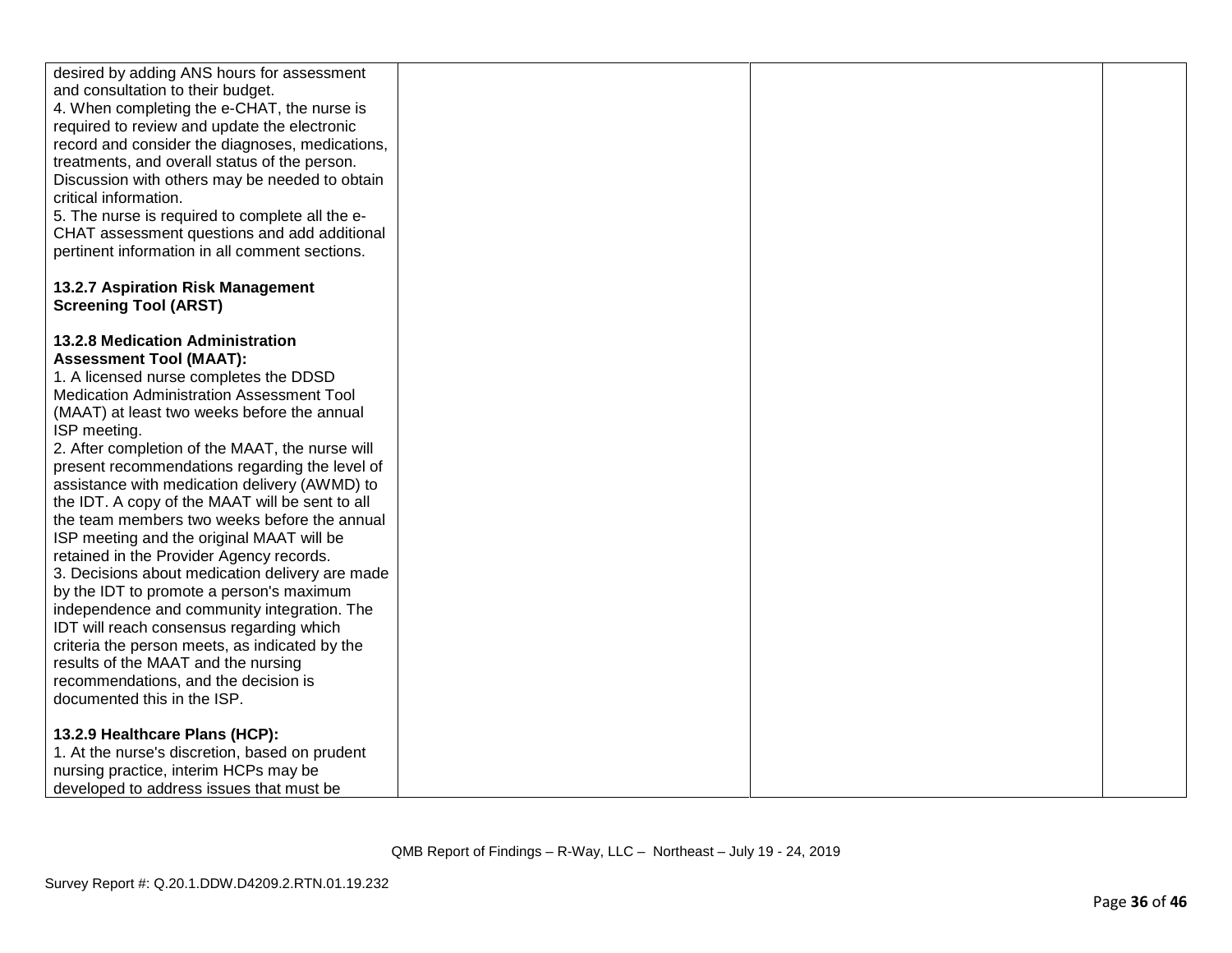| | | | |
|---|---|---|---|
| desired by adding ANS hours for assessment and consultation to their budget.<br>4. When completing the e-CHAT, the nurse is required to review and update the electronic record and consider the diagnoses, medications, treatments, and overall status of the person. Discussion with others may be needed to obtain critical information.<br>5. The nurse is required to complete all the e-CHAT assessment questions and add additional pertinent information in all comment sections.<br><br>**13.2.7 Aspiration Risk Management Screening Tool (ARST)**<br><br>**13.2.8 Medication Administration Assessment Tool (MAAT):**<br>1. A licensed nurse completes the DDSD Medication Administration Assessment Tool (MAAT) at least two weeks before the annual ISP meeting.<br>2. After completion of the MAAT, the nurse will present recommendations regarding the level of assistance with medication delivery (AWMD) to the IDT. A copy of the MAAT will be sent to all the team members two weeks before the annual ISP meeting and the original MAAT will be retained in the Provider Agency records.<br>3. Decisions about medication delivery are made by the IDT to promote a person's maximum independence and community integration. The IDT will reach consensus regarding which criteria the person meets, as indicated by the results of the MAAT and the nursing recommendations, and the decision is documented this in the ISP.<br><br>**13.2.9 Healthcare Plans (HCP):**<br>1. At the nurse's discretion, based on prudent nursing practice, interim HCPs may be developed to address issues that must be | | | |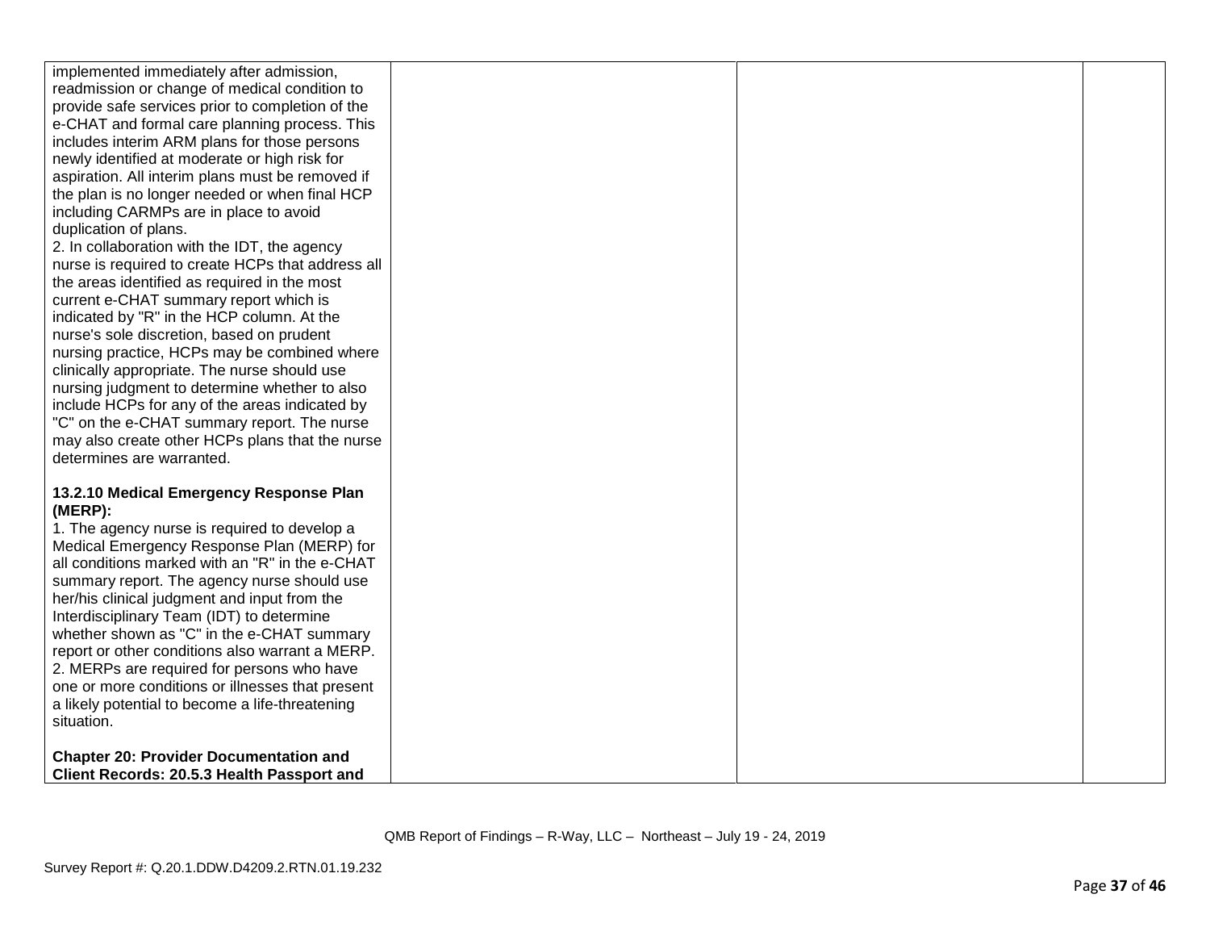| | | | |
|---|---|---|---|
| implemented immediately after admission, readmission or change of medical condition to provide safe services prior to completion of the e-CHAT and formal care planning process. This includes interim ARM plans for those persons newly identified at moderate or high risk for aspiration. All interim plans must be removed if the plan is no longer needed or when final HCP including CARMPs are in place to avoid duplication of plans.<br>2. In collaboration with the IDT, the agency nurse is required to create HCPs that address all the areas identified as required in the most current e-CHAT summary report which is indicated by "R" in the HCP column. At the nurse's sole discretion, based on prudent nursing practice, HCPs may be combined where clinically appropriate. The nurse should use nursing judgment to determine whether to also include HCPs for any of the areas indicated by "C" on the e-CHAT summary report. The nurse may also create other HCPs plans that the nurse determines are warranted.<br><br>**13.2.10 Medical Emergency Response Plan (MERP):**<br>1. The agency nurse is required to develop a Medical Emergency Response Plan (MERP) for all conditions marked with an "R" in the e-CHAT summary report. The agency nurse should use her/his clinical judgment and input from the Interdisciplinary Team (IDT) to determine whether shown as "C" in the e-CHAT summary report or other conditions also warrant a MERP.<br>2. MERPs are required for persons who have one or more conditions or illnesses that present a likely potential to become a life-threatening situation.<br><br>**Chapter 20: Provider Documentation and Client Records: 20.5.3 Health Passport and** | | | |

QMB Report of Findings – R-Way, LLC – Northeast – July 19 - 24, 2019

Survey Report #: Q.20.1.DDW.D4209.2.RTN.01.19.232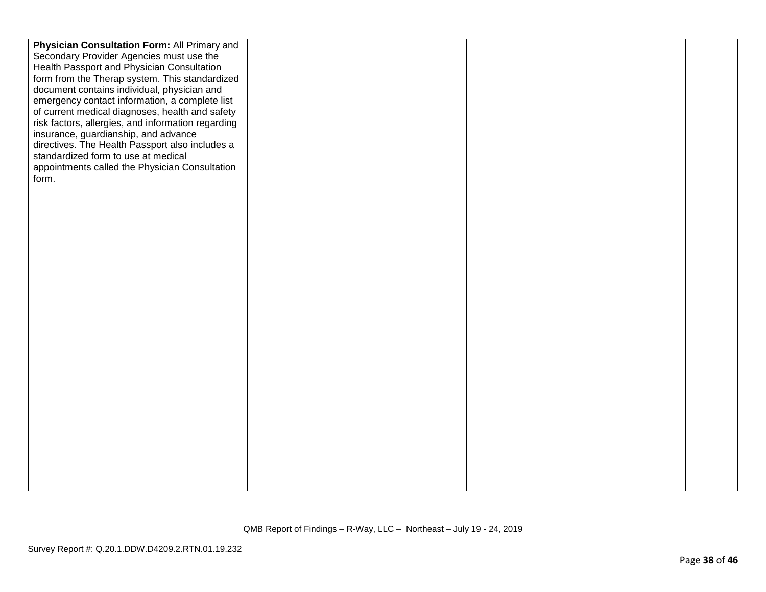| | | | |
|---|---|---|---|
| **Physician Consultation Form:** All Primary and Secondary Provider Agencies must use the Health Passport and Physician Consultation form from the Therap system. This standardized document contains individual, physician and emergency contact information, a complete list of current medical diagnoses, health and safety risk factors, allergies, and information regarding insurance, guardianship, and advance directives. The Health Passport also includes a standardized form to use at medical appointments called the Physician Consultation form. | | | |

QMB Report of Findings – R-Way, LLC – Northeast – July 19 - 24, 2019

Survey Report #: Q.20.1.DDW.D4209.2.RTN.01.19.232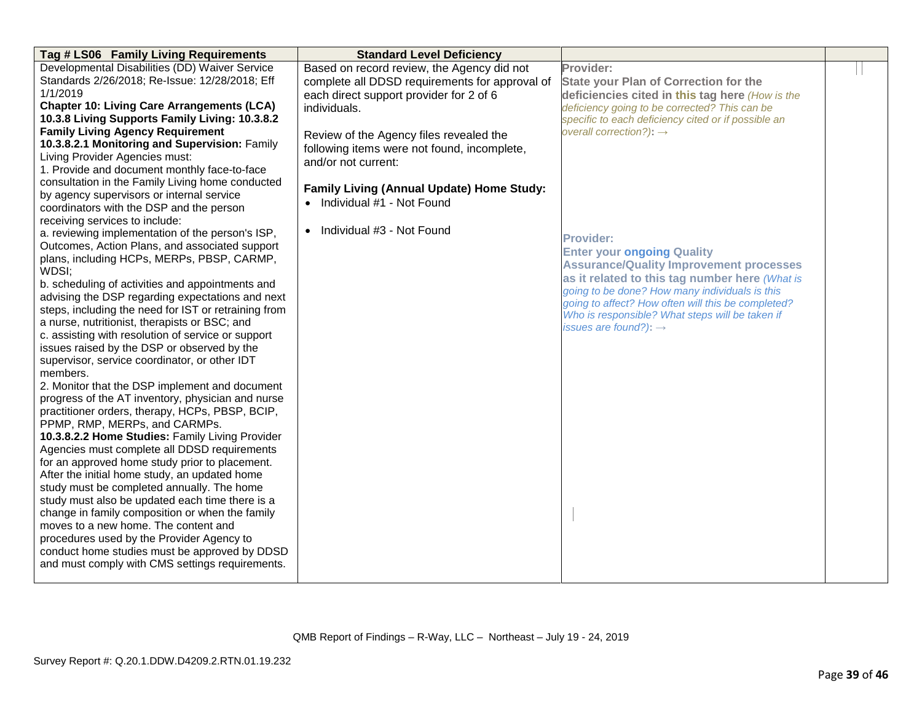| Tag # LS06 Family Living Requirements | Standard Level Deficiency | | |
|---|---|---|---|
| Developmental Disabilities (DD) Waiver Service Standards 2/26/2018; Re-Issue: 12/28/2018; Eff 1/1/2019<br>**Chapter 10: Living Care Arrangements (LCA) 10.3.8 Living Supports Family Living: 10.3.8.2 Family Living Agency Requirement**<br>**10.3.8.2.1 Monitoring and Supervision:** Family Living Provider Agencies must:<br>1. Provide and document monthly face-to-face consultation in the Family Living home conducted by agency supervisors or internal service coordinators with the DSP and the person receiving services to include:<br>a. reviewing implementation of the person's ISP, Outcomes, Action Plans, and associated support plans, including HCPs, MERPs, PBSP, CARMP, WDSI;<br>b. scheduling of activities and appointments and advising the DSP regarding expectations and next steps, including the need for IST or retraining from a nurse, nutritionist, therapists or BSC; and<br>c. assisting with resolution of service or support issues raised by the DSP or observed by the supervisor, service coordinator, or other IDT members.<br>2. Monitor that the DSP implement and document progress of the AT inventory, physician and nurse practitioner orders, therapy, HCPs, PBSP, BCIP, PPMP, RMP, MERPs, and CARMPs.<br>**10.3.8.2.2 Home Studies:** Family Living Provider Agencies must complete all DDSD requirements for an approved home study prior to placement. After the initial home study, an updated home study must be completed annually. The home study must also be updated each time there is a change in family composition or when the family moves to a new home. The content and procedures used by the Provider Agency to conduct home studies must be approved by DDSD and must comply with CMS settings requirements. | Based on record review, the Agency did not complete all DDSD requirements for approval of each direct support provider for 2 of 6 individuals.<br><br>Review of the Agency files revealed the following items were not found, incomplete, and/or not current:<br><br>**Family Living (Annual Update) Home Study:**<br>• Individual #1 - Not Found<br><br>• Individual #3 - Not Found | **Provider:**<br>**State your Plan of Correction for the deficiencies cited in this tag here** *(How is the deficiency going to be corrected? This can be specific to each deficiency cited or if possible an overall correction?)*: →<br><br>**Provider:**<br>**Enter your ongoing Quality Assurance/Quality Improvement processes as it related to this tag number here** *(What is going to be done? How many individuals is this going to affect? How often will this be completed? Who is responsible? What steps will be taken if issues are found?)*: → | |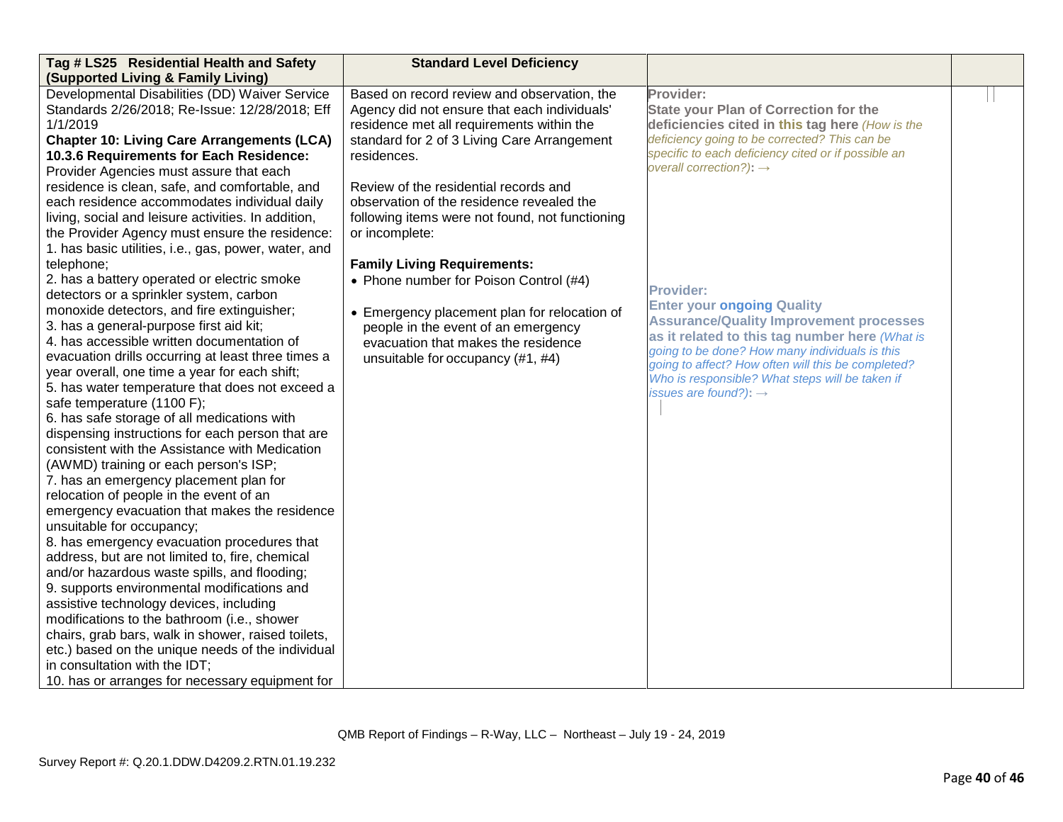| Tag # LS25 Residential Health and Safety (Supported Living & Family Living) | Standard Level Deficiency | | |
|---|---|---|---|
| Developmental Disabilities (DD) Waiver Service Standards 2/26/2018; Re-Issue: 12/28/2018; Eff 1/1/2019<br>**Chapter 10: Living Care Arrangements (LCA) 10.3.6 Requirements for Each Residence:** Provider Agencies must assure that each residence is clean, safe, and comfortable, and each residence accommodates individual daily living, social and leisure activities. In addition, the Provider Agency must ensure the residence:<br>1. has basic utilities, i.e., gas, power, water, and telephone;<br>2. has a battery operated or electric smoke detectors or a sprinkler system, carbon monoxide detectors, and fire extinguisher;<br>3. has a general-purpose first aid kit;<br>4. has accessible written documentation of evacuation drills occurring at least three times a year overall, one time a year for each shift;<br>5. has water temperature that does not exceed a safe temperature (1100 F);<br>6. has safe storage of all medications with dispensing instructions for each person that are consistent with the Assistance with Medication (AWMD) training or each person's ISP;<br>7. has an emergency placement plan for relocation of people in the event of an emergency evacuation that makes the residence unsuitable for occupancy;<br>8. has emergency evacuation procedures that address, but are not limited to, fire, chemical and/or hazardous waste spills, and flooding;<br>9. supports environmental modifications and assistive technology devices, including modifications to the bathroom (i.e., shower chairs, grab bars, walk in shower, raised toilets, etc.) based on the unique needs of the individual in consultation with the IDT;<br>10. has or arranges for necessary equipment for | Based on record review and observation, the Agency did not ensure that each individuals' residence met all requirements within the standard for 2 of 3 Living Care Arrangement residences.<br><br>Review of the residential records and observation of the residence revealed the following items were not found, not functioning or incomplete:<br><br>**Family Living Requirements:**<br>• Phone number for Poison Control (#4)<br><br>• Emergency placement plan for relocation of people in the event of an emergency evacuation that makes the residence unsuitable for occupancy (#1, #4) | **Provider:**<br>**State your Plan of Correction for the deficiencies cited in this tag here** *(How is the deficiency going to be corrected? This can be specific to each deficiency cited or if possible an overall correction?)*: →<br><br>**Provider:**<br>**Enter your ongoing Quality Assurance/Quality Improvement processes as it related to this tag number here** *(What is going to be done? How many individuals is this going to affect? How often will this be completed? Who is responsible? What steps will be taken if issues are found?)*: → | |

QMB Report of Findings – R-Way, LLC – Northeast – July 19 - 24, 2019

Survey Report #: Q.20.1.DDW.D4209.2.RTN.01.19.232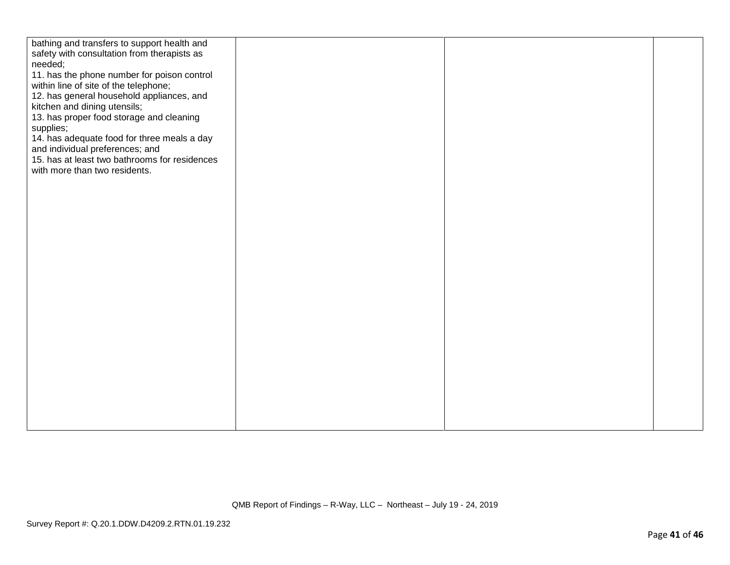| | | | |
|---|---|---|---|
| bathing and transfers to support health and safety with consultation from therapists as needed;<br>11. has the phone number for poison control within line of site of the telephone;<br>12. has general household appliances, and kitchen and dining utensils;<br>13. has proper food storage and cleaning supplies;<br>14. has adequate food for three meals a day and individual preferences; and<br>15. has at least two bathrooms for residences with more than two residents. | | | |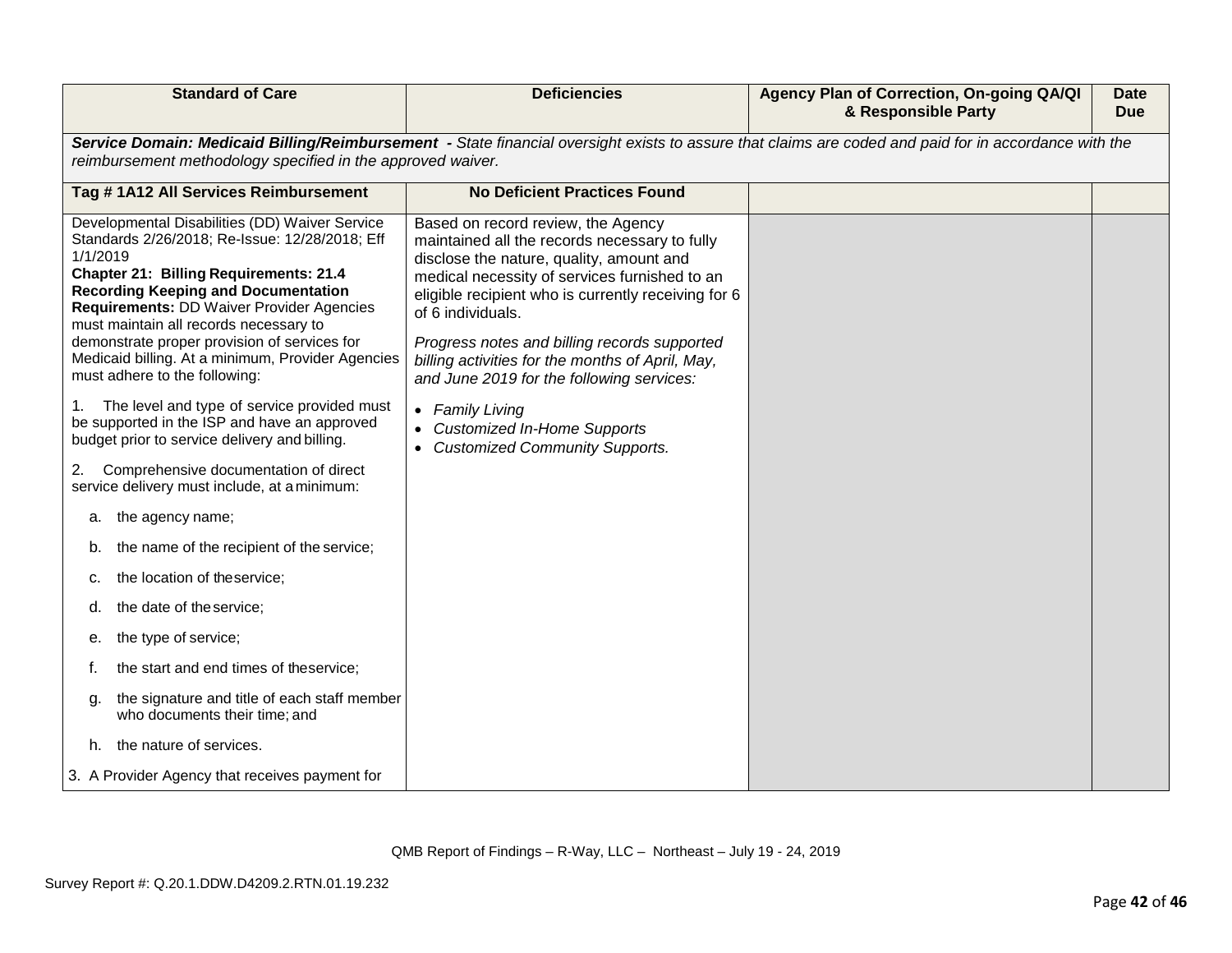| Standard of Care | Deficiencies | Agency Plan of Correction, On-going QA/QI & Responsible Party | Date Due |
|---|---|---|---|
| ***Service Domain: Medicaid Billing/Reimbursement** - State financial oversight exists to assure that claims are coded and paid for in accordance with the reimbursement methodology specified in the approved waiver.* | | | |
| **Tag # 1A12 All Services Reimbursement** | **No Deficient Practices Found** | | |
| Developmental Disabilities (DD) Waiver Service Standards 2/26/2018; Re-Issue: 12/28/2018; Eff 1/1/2019<br>**Chapter 21: Billing Requirements: 21.4 Recording Keeping and Documentation Requirements:** DD Waiver Provider Agencies must maintain all records necessary to demonstrate proper provision of services for Medicaid billing. At a minimum, Provider Agencies must adhere to the following:<br><br>1. The level and type of service provided must be supported in the ISP and have an approved budget prior to service delivery and billing.<br><br>2. Comprehensive documentation of direct service delivery must include, at a minimum:<br><br>a. the agency name;<br><br>b. the name of the recipient of the service;<br><br>c. the location of the service;<br><br>d. the date of the service;<br><br>e. the type of service;<br><br>f. the start and end times of the service;<br><br>g. the signature and title of each staff member who documents their time; and<br><br>h. the nature of services.<br><br>3. A Provider Agency that receives payment for | Based on record review, the Agency maintained all the records necessary to fully disclose the nature, quality, amount and medical necessity of services furnished to an eligible recipient who is currently receiving for 6 of 6 individuals.<br><br>*Progress notes and billing records supported billing activities for the months of April, May, and June 2019 for the following services:*<br><br>• *Family Living*<br>• *Customized In-Home Supports*<br>• *Customized Community Supports.* | | |

QMB Report of Findings – R-Way, LLC – Northeast – July 19 - 24, 2019

Survey Report #: Q.20.1.DDW.D4209.2.RTN.01.19.232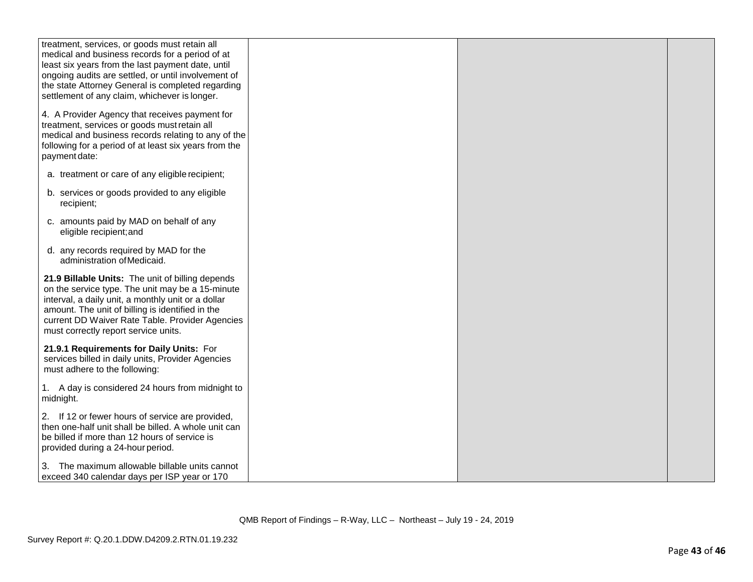| | | | |
|---|---|---|---|
| treatment, services, or goods must retain all medical and business records for a period of at least six years from the last payment date, until ongoing audits are settled, or until involvement of the state Attorney General is completed regarding settlement of any claim, whichever is longer.<br><br>4. A Provider Agency that receives payment for treatment, services or goods must retain all medical and business records relating to any of the following for a period of at least six years from the payment date:<br><br>a. treatment or care of any eligible recipient;<br><br>b. services or goods provided to any eligible recipient;<br><br>c. amounts paid by MAD on behalf of any eligible recipient; and<br><br>d. any records required by MAD for the administration of Medicaid.<br><br>**21.9 Billable Units:** The unit of billing depends on the service type. The unit may be a 15-minute interval, a daily unit, a monthly unit or a dollar amount. The unit of billing is identified in the current DD Waiver Rate Table. Provider Agencies must correctly report service units.<br><br>**21.9.1 Requirements for Daily Units:** For services billed in daily units, Provider Agencies must adhere to the following:<br><br>1. A day is considered 24 hours from midnight to midnight.<br><br>2. If 12 or fewer hours of service are provided, then one-half unit shall be billed. A whole unit can be billed if more than 12 hours of service is provided during a 24-hour period.<br><br>3. The maximum allowable billable units cannot exceed 340 calendar days per ISP year or 170 | | | |

QMB Report of Findings – R-Way, LLC – Northeast – July 19 - 24, 2019

Survey Report #: Q.20.1.DDW.D4209.2.RTN.01.19.232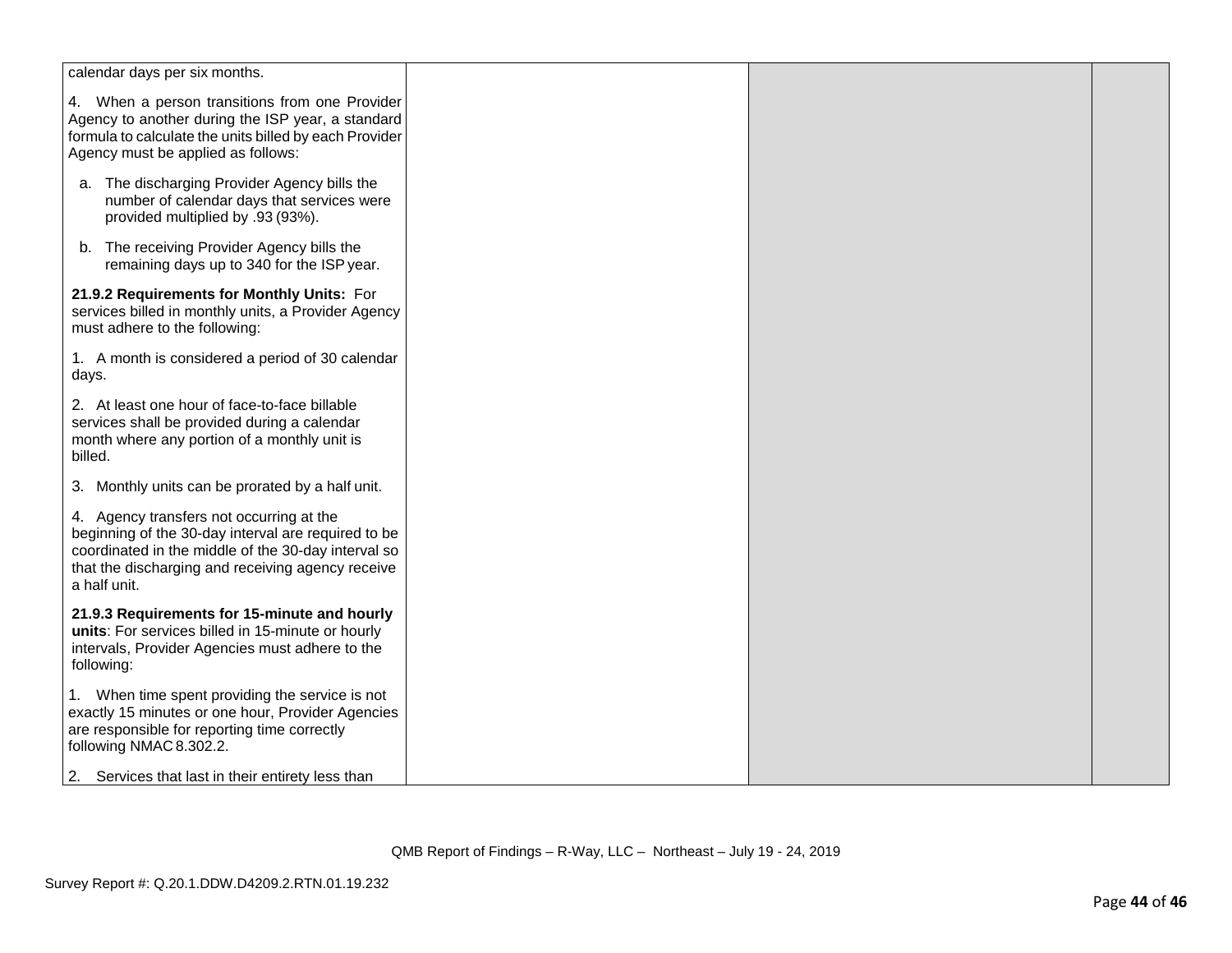| | | | |
|---|---|---|---|
| calendar days per six months.<br><br>4. When a person transitions from one Provider Agency to another during the ISP year, a standard formula to calculate the units billed by each Provider Agency must be applied as follows:<br><br>a. The discharging Provider Agency bills the number of calendar days that services were provided multiplied by .93 (93%).<br><br>b. The receiving Provider Agency bills the remaining days up to 340 for the ISP year.<br><br>**21.9.2 Requirements for Monthly Units:** For services billed in monthly units, a Provider Agency must adhere to the following:<br><br>1. A month is considered a period of 30 calendar days.<br><br>2. At least one hour of face-to-face billable services shall be provided during a calendar month where any portion of a monthly unit is billed.<br><br>3. Monthly units can be prorated by a half unit.<br><br>4. Agency transfers not occurring at the beginning of the 30-day interval are required to be coordinated in the middle of the 30-day interval so that the discharging and receiving agency receive a half unit.<br><br>**21.9.3 Requirements for 15-minute and hourly units**: For services billed in 15-minute or hourly intervals, Provider Agencies must adhere to the following:<br><br>1. When time spent providing the service is not exactly 15 minutes or one hour, Provider Agencies are responsible for reporting time correctly following NMAC 8.302.2.<br><br>2. Services that last in their entirety less than | | | |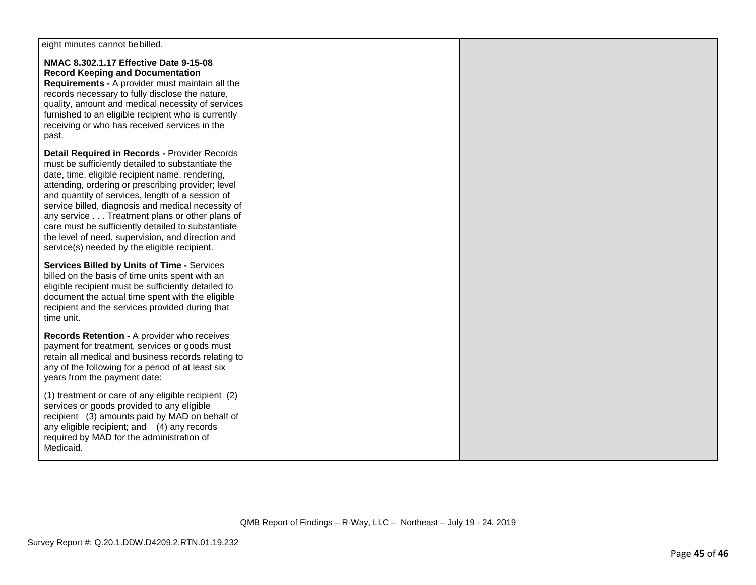| | | | |
|---|---|---|---|
| eight minutes cannot be billed.<br><br>**NMAC 8.302.1.17 Effective Date 9-15-08 Record Keeping and Documentation Requirements -** A provider must maintain all the records necessary to fully disclose the nature, quality, amount and medical necessity of services furnished to an eligible recipient who is currently receiving or who has received services in the past.<br><br>**Detail Required in Records -** Provider Records must be sufficiently detailed to substantiate the date, time, eligible recipient name, rendering, attending, ordering or prescribing provider; level and quantity of services, length of a session of service billed, diagnosis and medical necessity of any service . . . Treatment plans or other plans of care must be sufficiently detailed to substantiate the level of need, supervision, and direction and service(s) needed by the eligible recipient.<br><br>**Services Billed by Units of Time -** Services billed on the basis of time units spent with an eligible recipient must be sufficiently detailed to document the actual time spent with the eligible recipient and the services provided during that time unit.<br><br>**Records Retention -** A provider who receives payment for treatment, services or goods must retain all medical and business records relating to any of the following for a period of at least six years from the payment date:<br><br>(1) treatment or care of any eligible recipient (2) services or goods provided to any eligible recipient (3) amounts paid by MAD on behalf of any eligible recipient; and (4) any records required by MAD for the administration of Medicaid. | | | |

QMB Report of Findings – R-Way, LLC – Northeast – July 19 - 24, 2019

Survey Report #: Q.20.1.DDW.D4209.2.RTN.01.19.232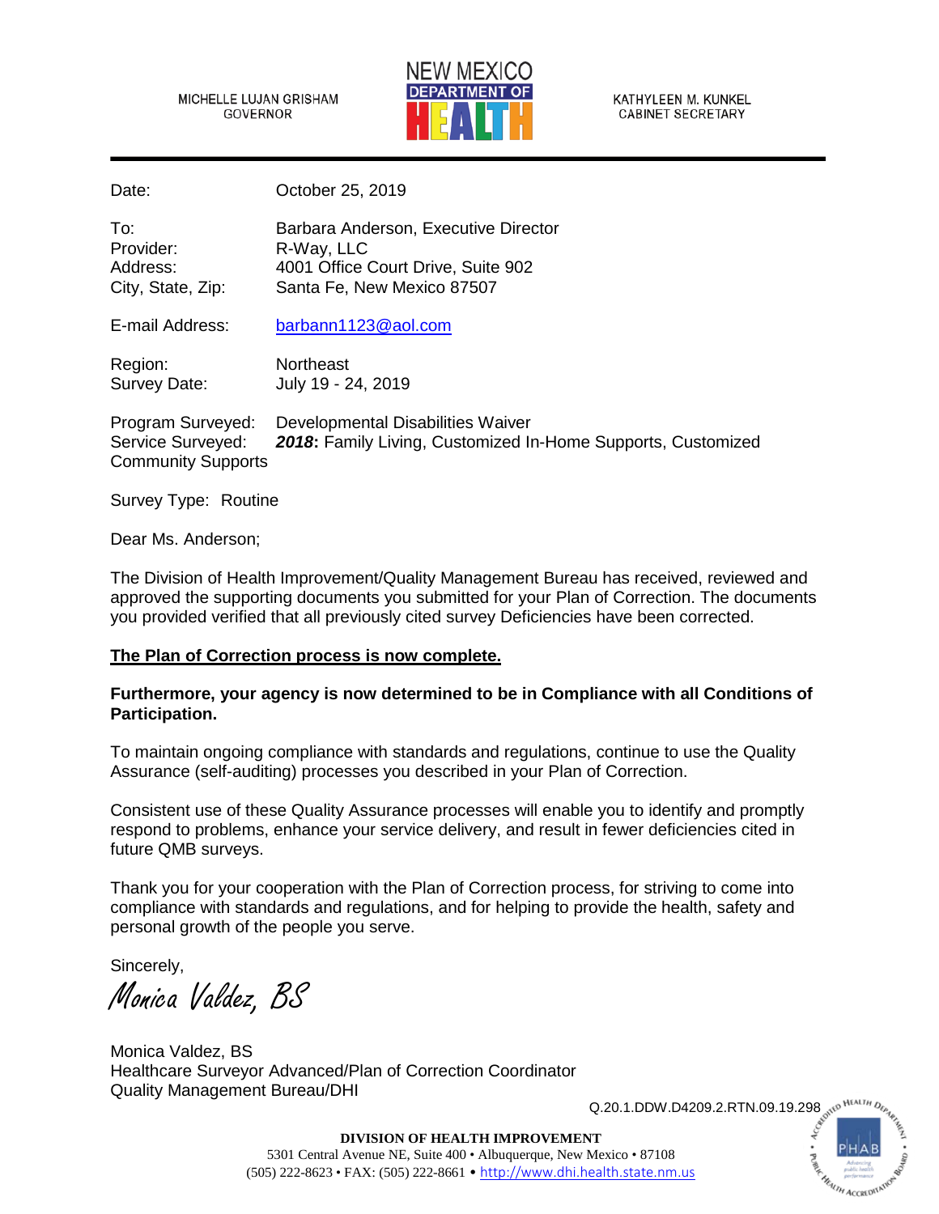MICHELLE LUJAN GRISHAM
GOVERNOR

NEW MEXICO DEPARTMENT OF HEALTH

KATHYLEEN M. KUNKEL
CABINET SECRETARY

| | |
|---|---|
| Date: | October 25, 2019 |
| To: | Barbara Anderson, Executive Director |
| Provider: | R-Way, LLC |
| Address: | 4001 Office Court Drive, Suite 902 |
| City, State, Zip: | Santa Fe, New Mexico 87507 |
| E-mail Address: | barbann1123@aol.com |
| Region: | Northeast |
| Survey Date: | July 19 - 24, 2019 |
| Program Surveyed: | Developmental Disabilities Waiver |
| Service Surveyed: | ***2018*:** Family Living, Customized In-Home Supports, Customized Community Supports |

Survey Type: Routine

Dear Ms. Anderson;

The Division of Health Improvement/Quality Management Bureau has received, reviewed and approved the supporting documents you submitted for your Plan of Correction. The documents you provided verified that all previously cited survey Deficiencies have been corrected.

**The Plan of Correction process is now complete.**

**Furthermore, your agency is now determined to be in Compliance with all Conditions of Participation.**

To maintain ongoing compliance with standards and regulations, continue to use the Quality Assurance (self-auditing) processes you described in your Plan of Correction.

Consistent use of these Quality Assurance processes will enable you to identify and promptly respond to problems, enhance your service delivery, and result in fewer deficiencies cited in future QMB surveys.

Thank you for your cooperation with the Plan of Correction process, for striving to come into compliance with standards and regulations, and for helping to provide the health, safety and personal growth of the people you serve.

Sincerely,

*Monica Valdez, BS*

Monica Valdez, BS
Healthcare Surveyor Advanced/Plan of Correction Coordinator
Quality Management Bureau/DHI

Q.20.1.DDW.D4209.2.RTN.09.19.298

**DIVISION OF HEALTH IMPROVEMENT**
5301 Central Avenue NE, Suite 400 • Albuquerque, New Mexico • 87108
(505) 222-8623 • FAX: (505) 222-8661 • http://www.dhi.health.state.nm.us